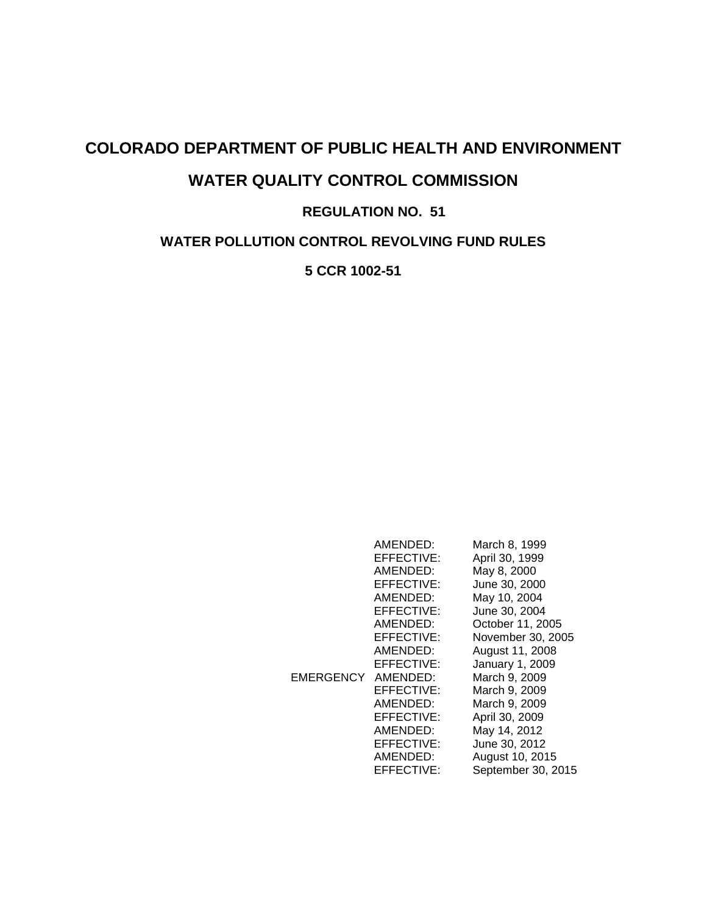# COLORADO DEPARTMENT OF PUBLIC HEALTH AND ENVIRONMENT

# WATER QUALITY CONTROL COMMISSION

## REGULATION NO. 51

## WATER POLLUTION CONTROL REVOLVING FUND RULES

## 5 CCR 1002-51

| | | |
|---|---|---|
| | AMENDED: | March 8, 1999 |
| | EFFECTIVE: | April 30, 1999 |
| | AMENDED: | May 8, 2000 |
| | EFFECTIVE: | June 30, 2000 |
| | AMENDED: | May 10, 2004 |
| | EFFECTIVE: | June 30, 2004 |
| | AMENDED: | October 11, 2005 |
| | EFFECTIVE: | November 30, 2005 |
| | AMENDED: | August 11, 2008 |
| | EFFECTIVE: | January 1, 2009 |
| EMERGENCY | AMENDED: | March 9, 2009 |
| | EFFECTIVE: | March 9, 2009 |
| | AMENDED: | March 9, 2009 |
| | EFFECTIVE: | April 30, 2009 |
| | AMENDED: | May 14, 2012 |
| | EFFECTIVE: | June 30, 2012 |
| | AMENDED: | August 10, 2015 |
| | EFFECTIVE: | September 30, 2015 |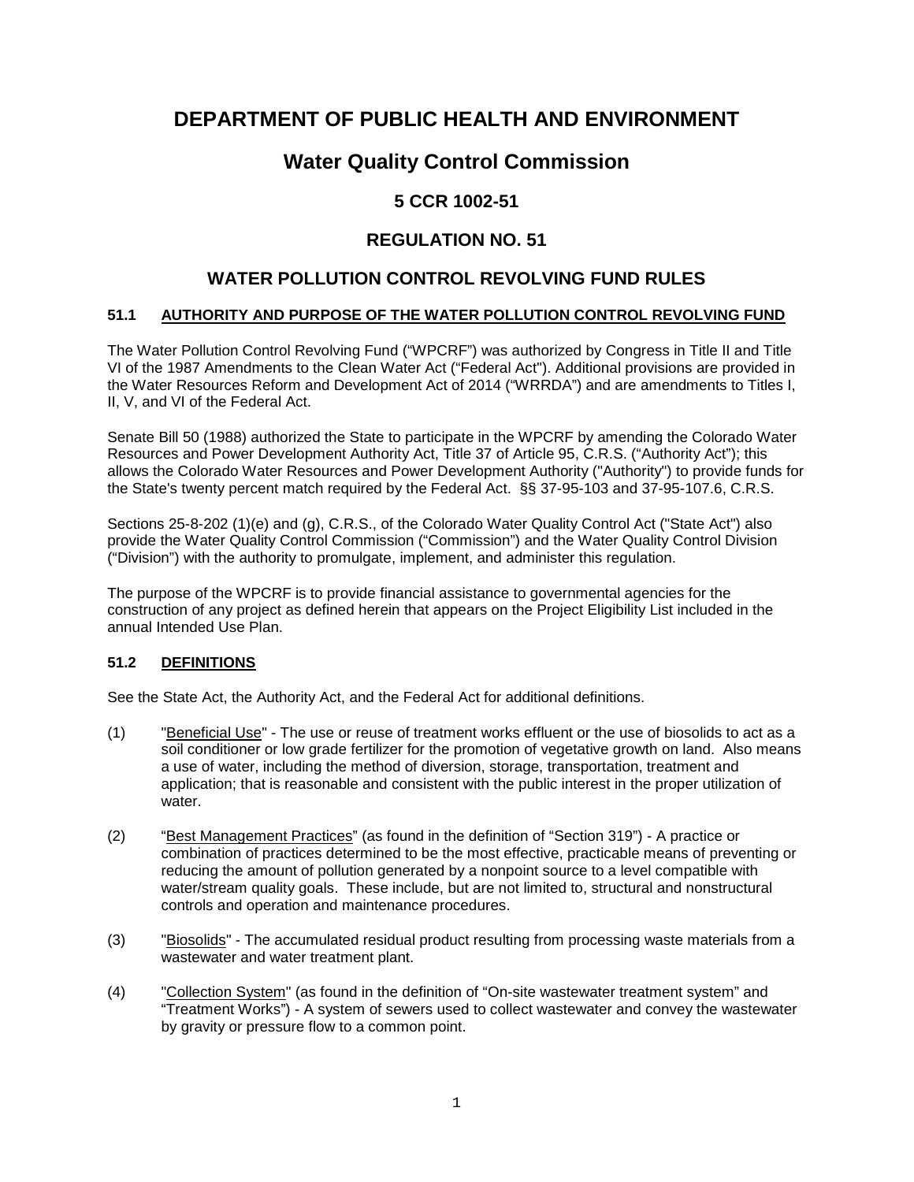# DEPARTMENT OF PUBLIC HEALTH AND ENVIRONMENT

## Water Quality Control Commission

### 5 CCR 1002-51

### REGULATION NO. 51

### WATER POLLUTION CONTROL REVOLVING FUND RULES

#### 51.1 AUTHORITY AND PURPOSE OF THE WATER POLLUTION CONTROL REVOLVING FUND

The Water Pollution Control Revolving Fund ("WPCRF") was authorized by Congress in Title II and Title VI of the 1987 Amendments to the Clean Water Act ("Federal Act"). Additional provisions are provided in the Water Resources Reform and Development Act of 2014 ("WRRDA") and are amendments to Titles I, II, V, and VI of the Federal Act.

Senate Bill 50 (1988) authorized the State to participate in the WPCRF by amending the Colorado Water Resources and Power Development Authority Act, Title 37 of Article 95, C.R.S. ("Authority Act"); this allows the Colorado Water Resources and Power Development Authority ("Authority") to provide funds for the State's twenty percent match required by the Federal Act. §§ 37-95-103 and 37-95-107.6, C.R.S.

Sections 25-8-202 (1)(e) and (g), C.R.S., of the Colorado Water Quality Control Act ("State Act") also provide the Water Quality Control Commission ("Commission") and the Water Quality Control Division ("Division") with the authority to promulgate, implement, and administer this regulation.

The purpose of the WPCRF is to provide financial assistance to governmental agencies for the construction of any project as defined herein that appears on the Project Eligibility List included in the annual Intended Use Plan.

#### 51.2 DEFINITIONS

See the State Act, the Authority Act, and the Federal Act for additional definitions.

(1) "Beneficial Use" - The use or reuse of treatment works effluent or the use of biosolids to act as a soil conditioner or low grade fertilizer for the promotion of vegetative growth on land. Also means a use of water, including the method of diversion, storage, transportation, treatment and application; that is reasonable and consistent with the public interest in the proper utilization of water.

(2) "Best Management Practices" (as found in the definition of "Section 319") - A practice or combination of practices determined to be the most effective, practicable means of preventing or reducing the amount of pollution generated by a nonpoint source to a level compatible with water/stream quality goals. These include, but are not limited to, structural and nonstructural controls and operation and maintenance procedures.

(3) "Biosolids" - The accumulated residual product resulting from processing waste materials from a wastewater and water treatment plant.

(4) "Collection System" (as found in the definition of "On-site wastewater treatment system" and "Treatment Works") - A system of sewers used to collect wastewater and convey the wastewater by gravity or pressure flow to a common point.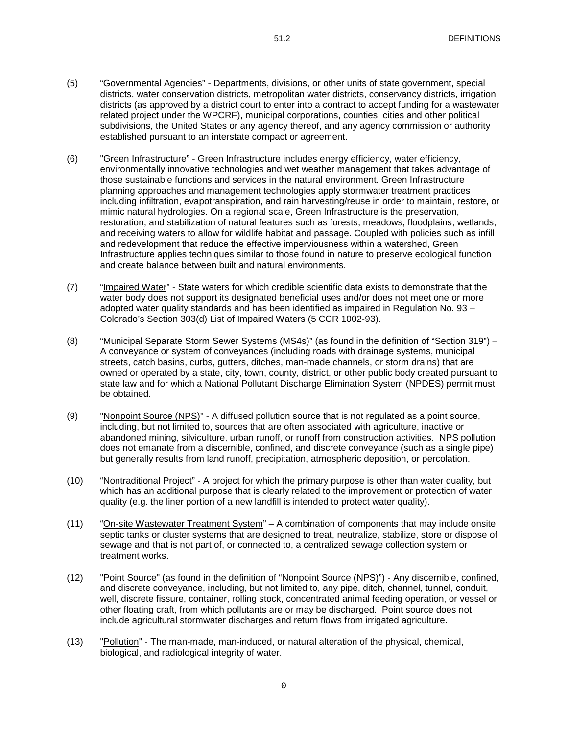(5) "<u>Governmental Agencies</u>" - Departments, divisions, or other units of state government, special districts, water conservation districts, metropolitan water districts, conservancy districts, irrigation districts (as approved by a district court to enter into a contract to accept funding for a wastewater related project under the WPCRF), municipal corporations, counties, cities and other political subdivisions, the United States or any agency thereof, and any agency commission or authority established pursuant to an interstate compact or agreement.

(6) "<u>Green Infrastructure</u>" - Green Infrastructure includes energy efficiency, water efficiency, environmentally innovative technologies and wet weather management that takes advantage of those sustainable functions and services in the natural environment. Green Infrastructure planning approaches and management technologies apply stormwater treatment practices including infiltration, evapotranspiration, and rain harvesting/reuse in order to maintain, restore, or mimic natural hydrologies. On a regional scale, Green Infrastructure is the preservation, restoration, and stabilization of natural features such as forests, meadows, floodplains, wetlands, and receiving waters to allow for wildlife habitat and passage. Coupled with policies such as infill and redevelopment that reduce the effective imperviousness within a watershed, Green Infrastructure applies techniques similar to those found in nature to preserve ecological function and create balance between built and natural environments.

(7) "<u>Impaired Water</u>" - State waters for which credible scientific data exists to demonstrate that the water body does not support its designated beneficial uses and/or does not meet one or more adopted water quality standards and has been identified as impaired in Regulation No. 93 – Colorado's Section 303(d) List of Impaired Waters (5 CCR 1002-93).

(8) "<u>Municipal Separate Storm Sewer Systems (MS4s)</u>" (as found in the definition of "Section 319") – A conveyance or system of conveyances (including roads with drainage systems, municipal streets, catch basins, curbs, gutters, ditches, man-made channels, or storm drains) that are owned or operated by a state, city, town, county, district, or other public body created pursuant to state law and for which a National Pollutant Discharge Elimination System (NPDES) permit must be obtained.

(9) "<u>Nonpoint Source (NPS)</u>" - A diffused pollution source that is not regulated as a point source, including, but not limited to, sources that are often associated with agriculture, inactive or abandoned mining, silviculture, urban runoff, or runoff from construction activities. NPS pollution does not emanate from a discernible, confined, and discrete conveyance (such as a single pipe) but generally results from land runoff, precipitation, atmospheric deposition, or percolation.

(10) "Nontraditional Project" - A project for which the primary purpose is other than water quality, but which has an additional purpose that is clearly related to the improvement or protection of water quality (e.g. the liner portion of a new landfill is intended to protect water quality).

(11) "<u>On-site Wastewater Treatment System</u>" – A combination of components that may include onsite septic tanks or cluster systems that are designed to treat, neutralize, stabilize, store or dispose of sewage and that is not part of, or connected to, a centralized sewage collection system or treatment works.

(12) "<u>Point Source</u>" (as found in the definition of "Nonpoint Source (NPS)") - Any discernible, confined, and discrete conveyance, including, but not limited to, any pipe, ditch, channel, tunnel, conduit, well, discrete fissure, container, rolling stock, concentrated animal feeding operation, or vessel or other floating craft, from which pollutants are or may be discharged. Point source does not include agricultural stormwater discharges and return flows from irrigated agriculture.

(13) "<u>Pollution</u>" - The man-made, man-induced, or natural alteration of the physical, chemical, biological, and radiological integrity of water.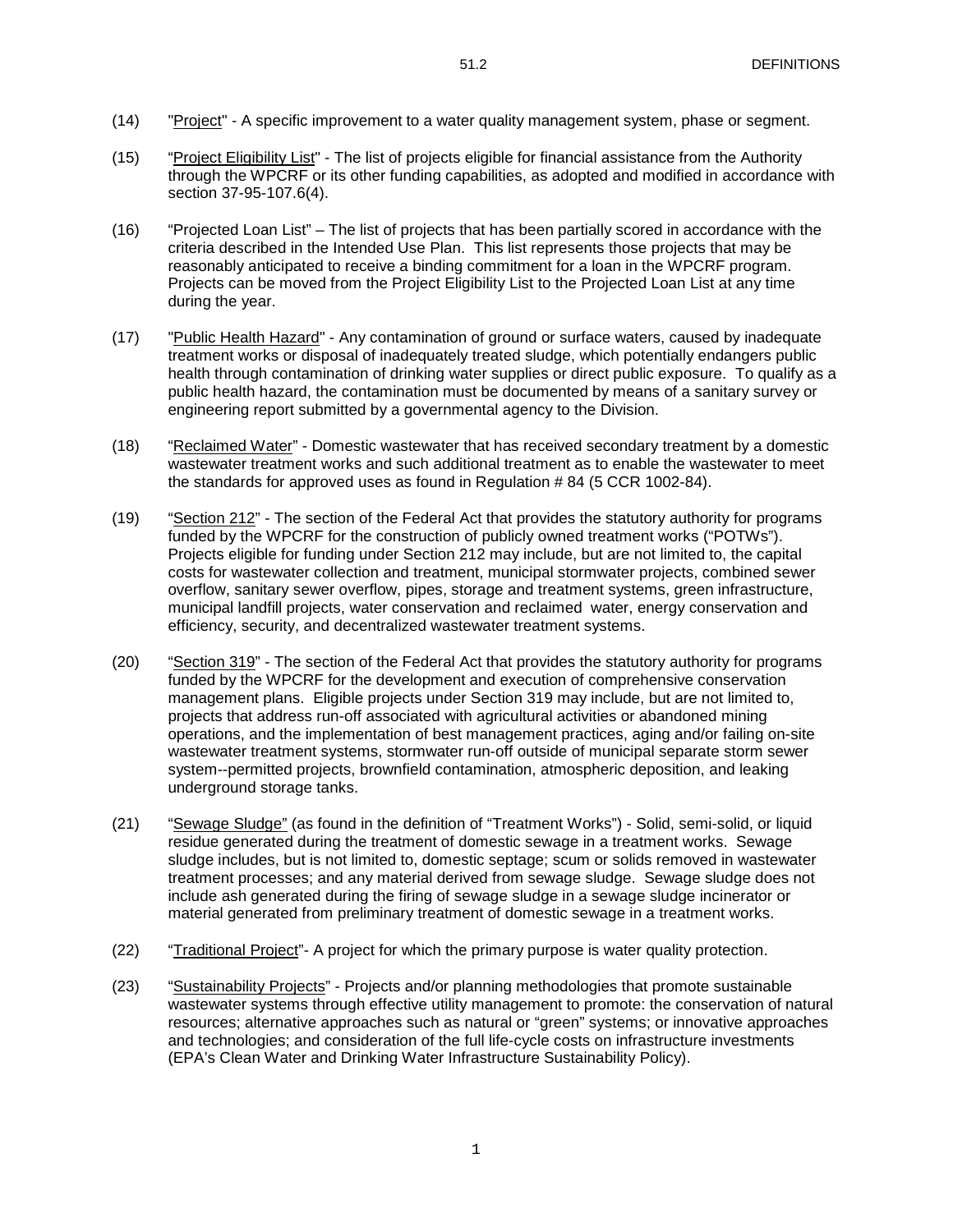(14) "Project" - A specific improvement to a water quality management system, phase or segment.

(15) "Project Eligibility List" - The list of projects eligible for financial assistance from the Authority through the WPCRF or its other funding capabilities, as adopted and modified in accordance with section 37-95-107.6(4).

(16) "Projected Loan List" – The list of projects that has been partially scored in accordance with the criteria described in the Intended Use Plan. This list represents those projects that may be reasonably anticipated to receive a binding commitment for a loan in the WPCRF program. Projects can be moved from the Project Eligibility List to the Projected Loan List at any time during the year.

(17) "Public Health Hazard" - Any contamination of ground or surface waters, caused by inadequate treatment works or disposal of inadequately treated sludge, which potentially endangers public health through contamination of drinking water supplies or direct public exposure. To qualify as a public health hazard, the contamination must be documented by means of a sanitary survey or engineering report submitted by a governmental agency to the Division.

(18) "Reclaimed Water" - Domestic wastewater that has received secondary treatment by a domestic wastewater treatment works and such additional treatment as to enable the wastewater to meet the standards for approved uses as found in Regulation # 84 (5 CCR 1002-84).

(19) "Section 212" - The section of the Federal Act that provides the statutory authority for programs funded by the WPCRF for the construction of publicly owned treatment works ("POTWs"). Projects eligible for funding under Section 212 may include, but are not limited to, the capital costs for wastewater collection and treatment, municipal stormwater projects, combined sewer overflow, sanitary sewer overflow, pipes, storage and treatment systems, green infrastructure, municipal landfill projects, water conservation and reclaimed water, energy conservation and efficiency, security, and decentralized wastewater treatment systems.

(20) "Section 319" - The section of the Federal Act that provides the statutory authority for programs funded by the WPCRF for the development and execution of comprehensive conservation management plans. Eligible projects under Section 319 may include, but are not limited to, projects that address run-off associated with agricultural activities or abandoned mining operations, and the implementation of best management practices, aging and/or failing on-site wastewater treatment systems, stormwater run-off outside of municipal separate storm sewer system--permitted projects, brownfield contamination, atmospheric deposition, and leaking underground storage tanks.

(21) "Sewage Sludge" (as found in the definition of "Treatment Works") - Solid, semi-solid, or liquid residue generated during the treatment of domestic sewage in a treatment works. Sewage sludge includes, but is not limited to, domestic septage; scum or solids removed in wastewater treatment processes; and any material derived from sewage sludge. Sewage sludge does not include ash generated during the firing of sewage sludge in a sewage sludge incinerator or material generated from preliminary treatment of domestic sewage in a treatment works.

(22) "Traditional Project"- A project for which the primary purpose is water quality protection.

(23) "Sustainability Projects" - Projects and/or planning methodologies that promote sustainable wastewater systems through effective utility management to promote: the conservation of natural resources; alternative approaches such as natural or "green" systems; or innovative approaches and technologies; and consideration of the full life-cycle costs on infrastructure investments (EPA's Clean Water and Drinking Water Infrastructure Sustainability Policy).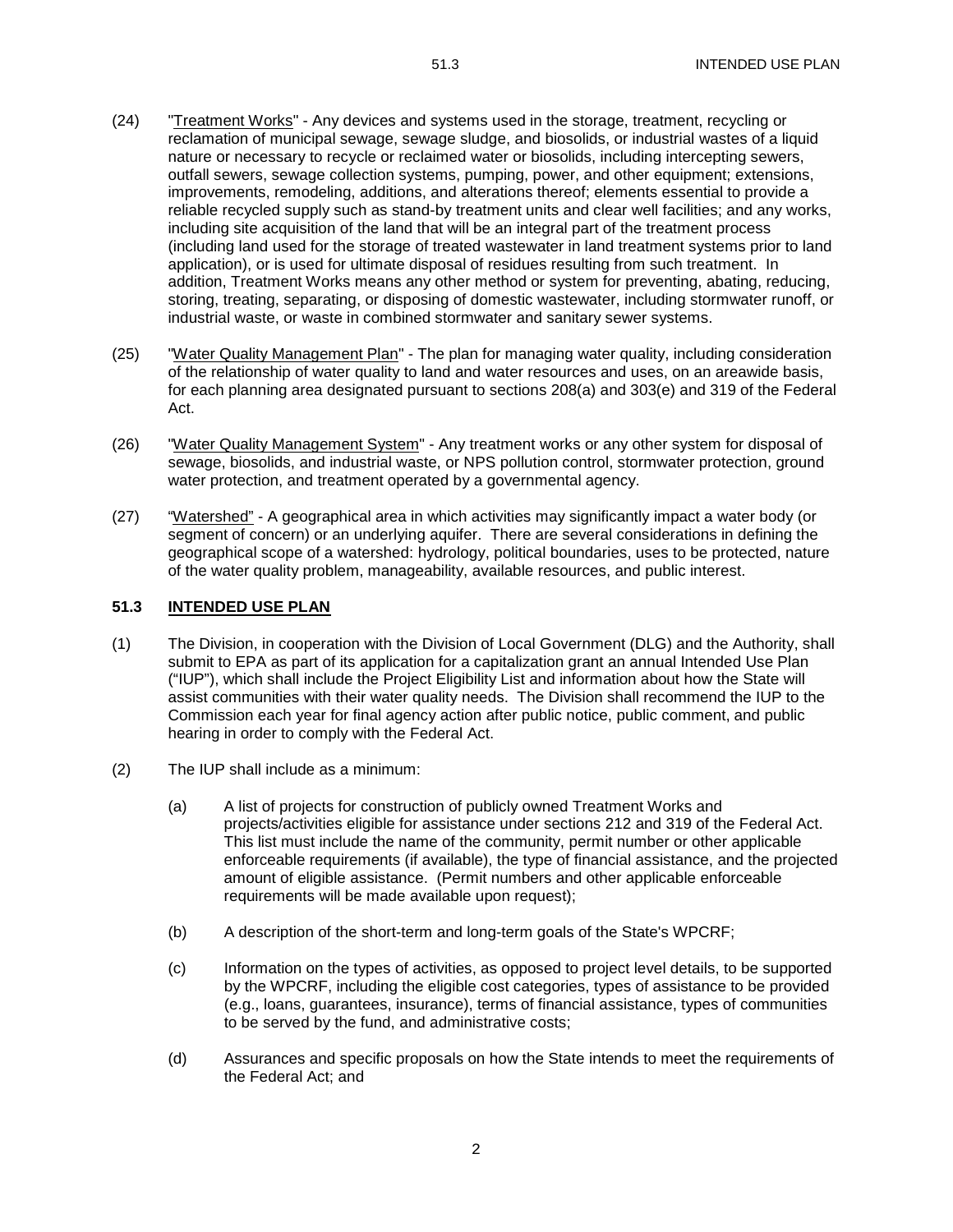(24) "Treatment Works" - Any devices and systems used in the storage, treatment, recycling or reclamation of municipal sewage, sewage sludge, and biosolids, or industrial wastes of a liquid nature or necessary to recycle or reclaimed water or biosolids, including intercepting sewers, outfall sewers, sewage collection systems, pumping, power, and other equipment; extensions, improvements, remodeling, additions, and alterations thereof; elements essential to provide a reliable recycled supply such as stand-by treatment units and clear well facilities; and any works, including site acquisition of the land that will be an integral part of the treatment process (including land used for the storage of treated wastewater in land treatment systems prior to land application), or is used for ultimate disposal of residues resulting from such treatment. In addition, Treatment Works means any other method or system for preventing, abating, reducing, storing, treating, separating, or disposing of domestic wastewater, including stormwater runoff, or industrial waste, or waste in combined stormwater and sanitary sewer systems.

(25) "Water Quality Management Plan" - The plan for managing water quality, including consideration of the relationship of water quality to land and water resources and uses, on an areawide basis, for each planning area designated pursuant to sections 208(a) and 303(e) and 319 of the Federal Act.

(26) "Water Quality Management System" - Any treatment works or any other system for disposal of sewage, biosolids, and industrial waste, or NPS pollution control, stormwater protection, ground water protection, and treatment operated by a governmental agency.

(27) "Watershed" - A geographical area in which activities may significantly impact a water body (or segment of concern) or an underlying aquifer. There are several considerations in defining the geographical scope of a watershed: hydrology, political boundaries, uses to be protected, nature of the water quality problem, manageability, available resources, and public interest.

## 51.3 INTENDED USE PLAN

(1) The Division, in cooperation with the Division of Local Government (DLG) and the Authority, shall submit to EPA as part of its application for a capitalization grant an annual Intended Use Plan ("IUP"), which shall include the Project Eligibility List and information about how the State will assist communities with their water quality needs. The Division shall recommend the IUP to the Commission each year for final agency action after public notice, public comment, and public hearing in order to comply with the Federal Act.

(2) The IUP shall include as a minimum:

(a) A list of projects for construction of publicly owned Treatment Works and projects/activities eligible for assistance under sections 212 and 319 of the Federal Act. This list must include the name of the community, permit number or other applicable enforceable requirements (if available), the type of financial assistance, and the projected amount of eligible assistance. (Permit numbers and other applicable enforceable requirements will be made available upon request);

(b) A description of the short-term and long-term goals of the State's WPCRF;

(c) Information on the types of activities, as opposed to project level details, to be supported by the WPCRF, including the eligible cost categories, types of assistance to be provided (e.g., loans, guarantees, insurance), terms of financial assistance, types of communities to be served by the fund, and administrative costs;

(d) Assurances and specific proposals on how the State intends to meet the requirements of the Federal Act; and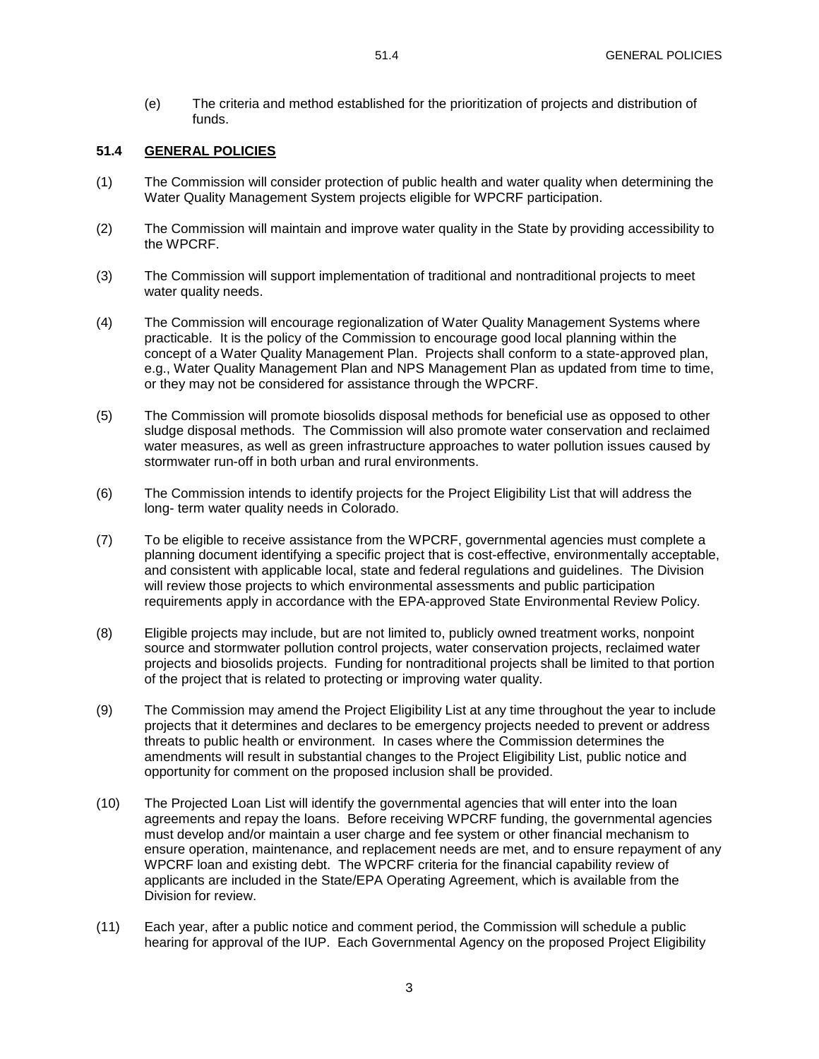(e) The criteria and method established for the prioritization of projects and distribution of funds.

## 51.4 GENERAL POLICIES

(1) The Commission will consider protection of public health and water quality when determining the Water Quality Management System projects eligible for WPCRF participation.

(2) The Commission will maintain and improve water quality in the State by providing accessibility to the WPCRF.

(3) The Commission will support implementation of traditional and nontraditional projects to meet water quality needs.

(4) The Commission will encourage regionalization of Water Quality Management Systems where practicable. It is the policy of the Commission to encourage good local planning within the concept of a Water Quality Management Plan. Projects shall conform to a state-approved plan, e.g., Water Quality Management Plan and NPS Management Plan as updated from time to time, or they may not be considered for assistance through the WPCRF.

(5) The Commission will promote biosolids disposal methods for beneficial use as opposed to other sludge disposal methods. The Commission will also promote water conservation and reclaimed water measures, as well as green infrastructure approaches to water pollution issues caused by stormwater run-off in both urban and rural environments.

(6) The Commission intends to identify projects for the Project Eligibility List that will address the long- term water quality needs in Colorado.

(7) To be eligible to receive assistance from the WPCRF, governmental agencies must complete a planning document identifying a specific project that is cost-effective, environmentally acceptable, and consistent with applicable local, state and federal regulations and guidelines. The Division will review those projects to which environmental assessments and public participation requirements apply in accordance with the EPA-approved State Environmental Review Policy.

(8) Eligible projects may include, but are not limited to, publicly owned treatment works, nonpoint source and stormwater pollution control projects, water conservation projects, reclaimed water projects and biosolids projects. Funding for nontraditional projects shall be limited to that portion of the project that is related to protecting or improving water quality.

(9) The Commission may amend the Project Eligibility List at any time throughout the year to include projects that it determines and declares to be emergency projects needed to prevent or address threats to public health or environment. In cases where the Commission determines the amendments will result in substantial changes to the Project Eligibility List, public notice and opportunity for comment on the proposed inclusion shall be provided.

(10) The Projected Loan List will identify the governmental agencies that will enter into the loan agreements and repay the loans. Before receiving WPCRF funding, the governmental agencies must develop and/or maintain a user charge and fee system or other financial mechanism to ensure operation, maintenance, and replacement needs are met, and to ensure repayment of any WPCRF loan and existing debt. The WPCRF criteria for the financial capability review of applicants are included in the State/EPA Operating Agreement, which is available from the Division for review.

(11) Each year, after a public notice and comment period, the Commission will schedule a public hearing for approval of the IUP. Each Governmental Agency on the proposed Project Eligibility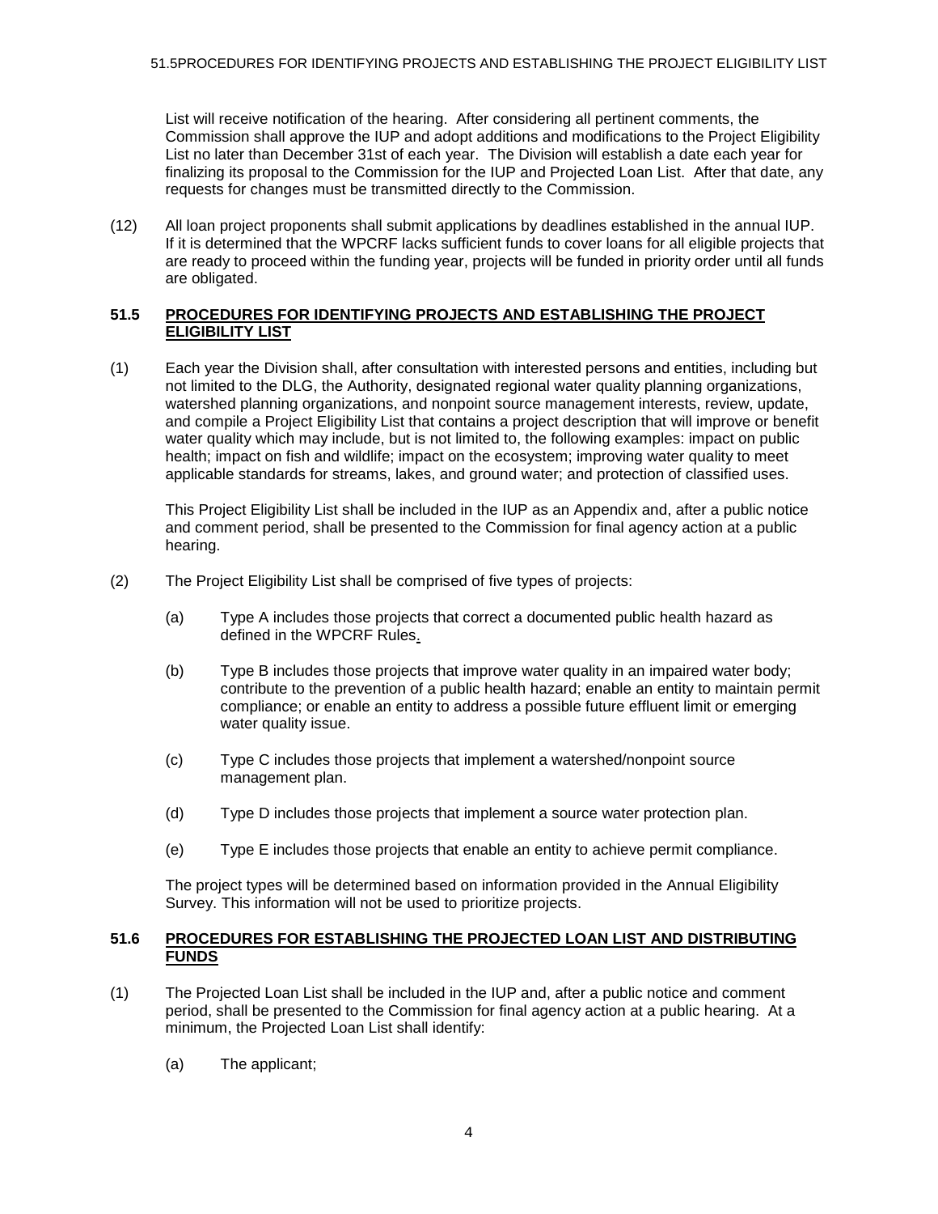List will receive notification of the hearing. After considering all pertinent comments, the Commission shall approve the IUP and adopt additions and modifications to the Project Eligibility List no later than December 31st of each year. The Division will establish a date each year for finalizing its proposal to the Commission for the IUP and Projected Loan List. After that date, any requests for changes must be transmitted directly to the Commission.

(12) All loan project proponents shall submit applications by deadlines established in the annual IUP. If it is determined that the WPCRF lacks sufficient funds to cover loans for all eligible projects that are ready to proceed within the funding year, projects will be funded in priority order until all funds are obligated.

## 51.5 PROCEDURES FOR IDENTIFYING PROJECTS AND ESTABLISHING THE PROJECT ELIGIBILITY LIST

(1) Each year the Division shall, after consultation with interested persons and entities, including but not limited to the DLG, the Authority, designated regional water quality planning organizations, watershed planning organizations, and nonpoint source management interests, review, update, and compile a Project Eligibility List that contains a project description that will improve or benefit water quality which may include, but is not limited to, the following examples: impact on public health; impact on fish and wildlife; impact on the ecosystem; improving water quality to meet applicable standards for streams, lakes, and ground water; and protection of classified uses.

This Project Eligibility List shall be included in the IUP as an Appendix and, after a public notice and comment period, shall be presented to the Commission for final agency action at a public hearing.

(2) The Project Eligibility List shall be comprised of five types of projects:

(a) Type A includes those projects that correct a documented public health hazard as defined in the WPCRF Rules.

(b) Type B includes those projects that improve water quality in an impaired water body; contribute to the prevention of a public health hazard; enable an entity to maintain permit compliance; or enable an entity to address a possible future effluent limit or emerging water quality issue.

(c) Type C includes those projects that implement a watershed/nonpoint source management plan.

(d) Type D includes those projects that implement a source water protection plan.

(e) Type E includes those projects that enable an entity to achieve permit compliance.

The project types will be determined based on information provided in the Annual Eligibility Survey. This information will not be used to prioritize projects.

## 51.6 PROCEDURES FOR ESTABLISHING THE PROJECTED LOAN LIST AND DISTRIBUTING FUNDS

(1) The Projected Loan List shall be included in the IUP and, after a public notice and comment period, shall be presented to the Commission for final agency action at a public hearing. At a minimum, the Projected Loan List shall identify:

(a) The applicant;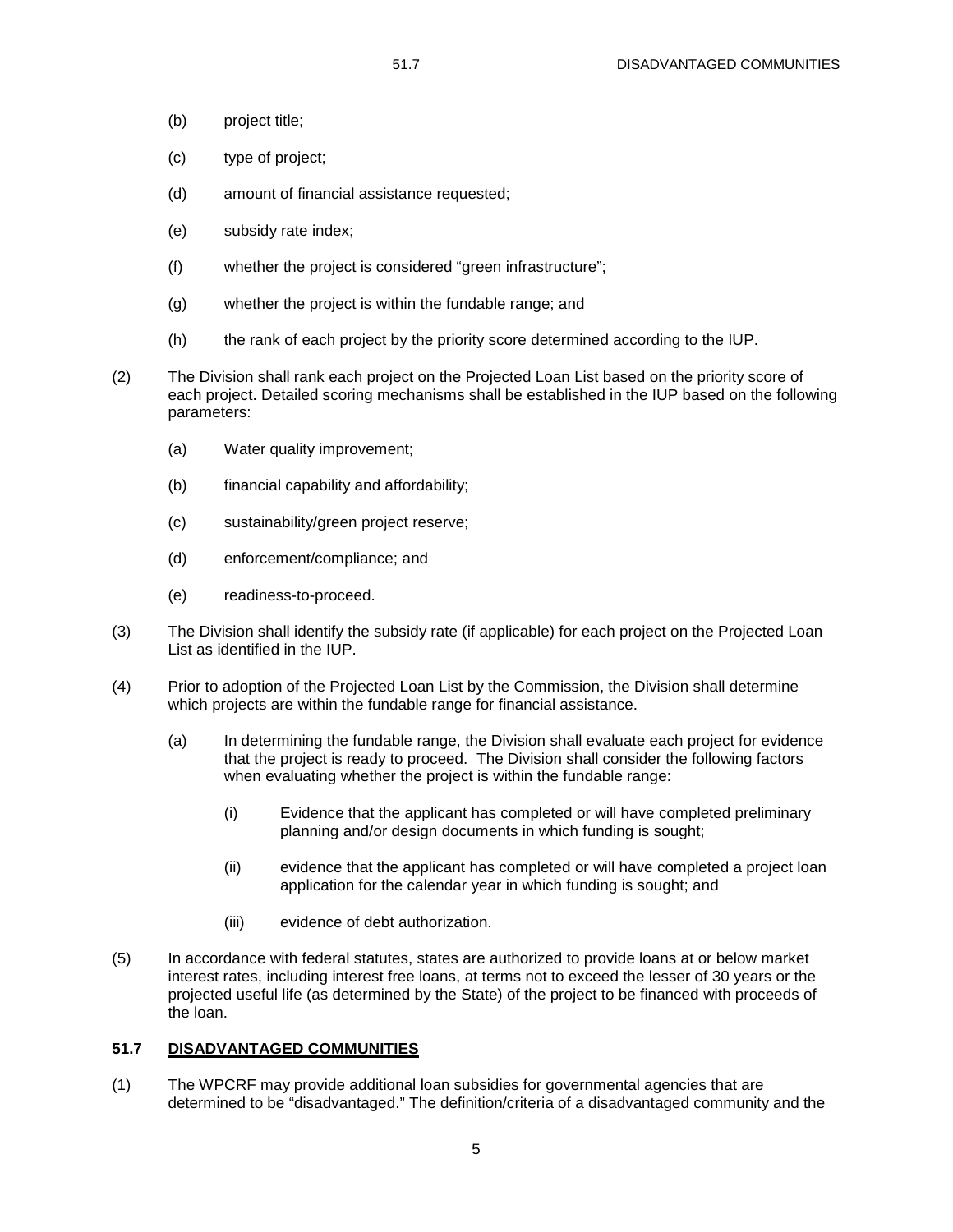(b) project title;

(c) type of project;

(d) amount of financial assistance requested;

(e) subsidy rate index;

(f) whether the project is considered "green infrastructure";

(g) whether the project is within the fundable range; and

(h) the rank of each project by the priority score determined according to the IUP.

(2) The Division shall rank each project on the Projected Loan List based on the priority score of each project. Detailed scoring mechanisms shall be established in the IUP based on the following parameters:

(a) Water quality improvement;

(b) financial capability and affordability;

(c) sustainability/green project reserve;

(d) enforcement/compliance; and

(e) readiness-to-proceed.

(3) The Division shall identify the subsidy rate (if applicable) for each project on the Projected Loan List as identified in the IUP.

(4) Prior to adoption of the Projected Loan List by the Commission, the Division shall determine which projects are within the fundable range for financial assistance.

(a) In determining the fundable range, the Division shall evaluate each project for evidence that the project is ready to proceed. The Division shall consider the following factors when evaluating whether the project is within the fundable range:

(i) Evidence that the applicant has completed or will have completed preliminary planning and/or design documents in which funding is sought;

(ii) evidence that the applicant has completed or will have completed a project loan application for the calendar year in which funding is sought; and

(iii) evidence of debt authorization.

(5) In accordance with federal statutes, states are authorized to provide loans at or below market interest rates, including interest free loans, at terms not to exceed the lesser of 30 years or the projected useful life (as determined by the State) of the project to be financed with proceeds of the loan.

## 51.7 DISADVANTAGED COMMUNITIES

(1) The WPCRF may provide additional loan subsidies for governmental agencies that are determined to be "disadvantaged." The definition/criteria of a disadvantaged community and the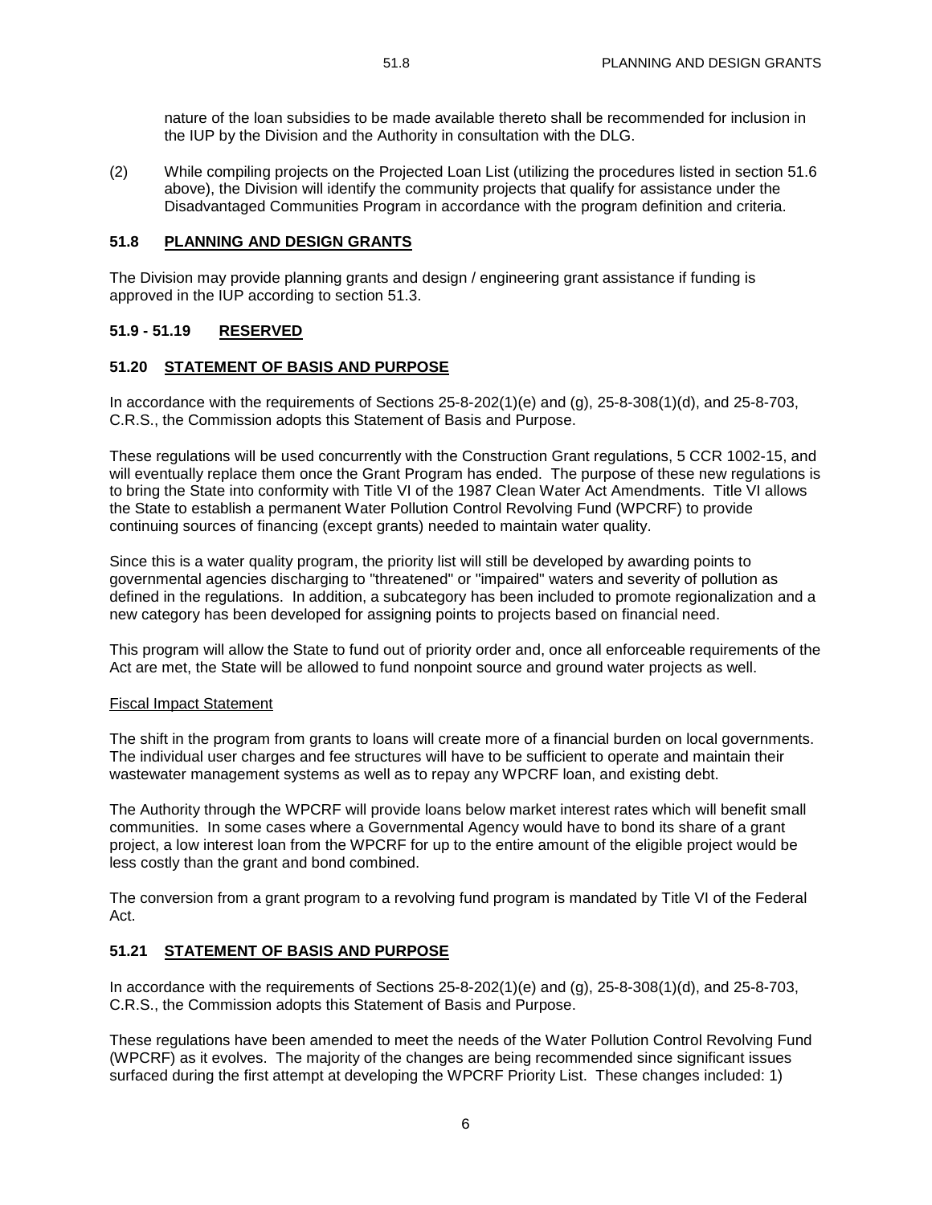nature of the loan subsidies to be made available thereto shall be recommended for inclusion in the IUP by the Division and the Authority in consultation with the DLG.

(2) While compiling projects on the Projected Loan List (utilizing the procedures listed in section 51.6 above), the Division will identify the community projects that qualify for assistance under the Disadvantaged Communities Program in accordance with the program definition and criteria.

### 51.8 PLANNING AND DESIGN GRANTS

The Division may provide planning grants and design / engineering grant assistance if funding is approved in the IUP according to section 51.3.

### 51.9 - 51.19 RESERVED

### 51.20 STATEMENT OF BASIS AND PURPOSE

In accordance with the requirements of Sections 25-8-202(1)(e) and (g), 25-8-308(1)(d), and 25-8-703, C.R.S., the Commission adopts this Statement of Basis and Purpose.

These regulations will be used concurrently with the Construction Grant regulations, 5 CCR 1002-15, and will eventually replace them once the Grant Program has ended. The purpose of these new regulations is to bring the State into conformity with Title VI of the 1987 Clean Water Act Amendments. Title VI allows the State to establish a permanent Water Pollution Control Revolving Fund (WPCRF) to provide continuing sources of financing (except grants) needed to maintain water quality.

Since this is a water quality program, the priority list will still be developed by awarding points to governmental agencies discharging to "threatened" or "impaired" waters and severity of pollution as defined in the regulations. In addition, a subcategory has been included to promote regionalization and a new category has been developed for assigning points to projects based on financial need.

This program will allow the State to fund out of priority order and, once all enforceable requirements of the Act are met, the State will be allowed to fund nonpoint source and ground water projects as well.

Fiscal Impact Statement

The shift in the program from grants to loans will create more of a financial burden on local governments. The individual user charges and fee structures will have to be sufficient to operate and maintain their wastewater management systems as well as to repay any WPCRF loan, and existing debt.

The Authority through the WPCRF will provide loans below market interest rates which will benefit small communities. In some cases where a Governmental Agency would have to bond its share of a grant project, a low interest loan from the WPCRF for up to the entire amount of the eligible project would be less costly than the grant and bond combined.

The conversion from a grant program to a revolving fund program is mandated by Title VI of the Federal Act.

### 51.21 STATEMENT OF BASIS AND PURPOSE

In accordance with the requirements of Sections 25-8-202(1)(e) and (g), 25-8-308(1)(d), and 25-8-703, C.R.S., the Commission adopts this Statement of Basis and Purpose.

These regulations have been amended to meet the needs of the Water Pollution Control Revolving Fund (WPCRF) as it evolves. The majority of the changes are being recommended since significant issues surfaced during the first attempt at developing the WPCRF Priority List. These changes included: 1)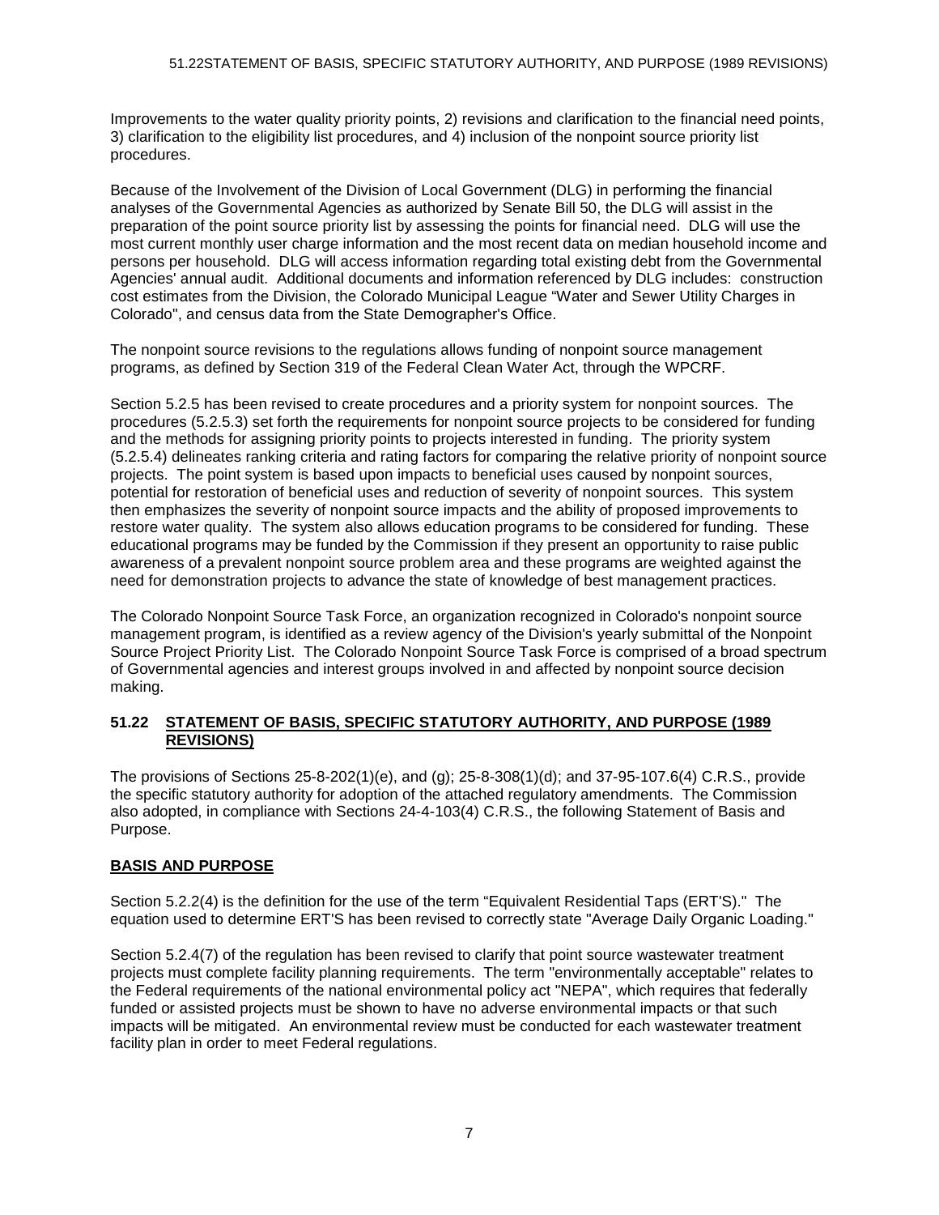Improvements to the water quality priority points, 2) revisions and clarification to the financial need points, 3) clarification to the eligibility list procedures, and 4) inclusion of the nonpoint source priority list procedures.

Because of the Involvement of the Division of Local Government (DLG) in performing the financial analyses of the Governmental Agencies as authorized by Senate Bill 50, the DLG will assist in the preparation of the point source priority list by assessing the points for financial need. DLG will use the most current monthly user charge information and the most recent data on median household income and persons per household. DLG will access information regarding total existing debt from the Governmental Agencies' annual audit. Additional documents and information referenced by DLG includes: construction cost estimates from the Division, the Colorado Municipal League "Water and Sewer Utility Charges in Colorado", and census data from the State Demographer's Office.

The nonpoint source revisions to the regulations allows funding of nonpoint source management programs, as defined by Section 319 of the Federal Clean Water Act, through the WPCRF.

Section 5.2.5 has been revised to create procedures and a priority system for nonpoint sources. The procedures (5.2.5.3) set forth the requirements for nonpoint source projects to be considered for funding and the methods for assigning priority points to projects interested in funding. The priority system (5.2.5.4) delineates ranking criteria and rating factors for comparing the relative priority of nonpoint source projects. The point system is based upon impacts to beneficial uses caused by nonpoint sources, potential for restoration of beneficial uses and reduction of severity of nonpoint sources. This system then emphasizes the severity of nonpoint source impacts and the ability of proposed improvements to restore water quality. The system also allows education programs to be considered for funding. These educational programs may be funded by the Commission if they present an opportunity to raise public awareness of a prevalent nonpoint source problem area and these programs are weighted against the need for demonstration projects to advance the state of knowledge of best management practices.

The Colorado Nonpoint Source Task Force, an organization recognized in Colorado's nonpoint source management program, is identified as a review agency of the Division's yearly submittal of the Nonpoint Source Project Priority List. The Colorado Nonpoint Source Task Force is comprised of a broad spectrum of Governmental agencies and interest groups involved in and affected by nonpoint source decision making.

## 51.22 STATEMENT OF BASIS, SPECIFIC STATUTORY AUTHORITY, AND PURPOSE (1989 REVISIONS)

The provisions of Sections 25-8-202(1)(e), and (g); 25-8-308(1)(d); and 37-95-107.6(4) C.R.S., provide the specific statutory authority for adoption of the attached regulatory amendments. The Commission also adopted, in compliance with Sections 24-4-103(4) C.R.S., the following Statement of Basis and Purpose.

### BASIS AND PURPOSE

Section 5.2.2(4) is the definition for the use of the term "Equivalent Residential Taps (ERT'S)." The equation used to determine ERT'S has been revised to correctly state "Average Daily Organic Loading."

Section 5.2.4(7) of the regulation has been revised to clarify that point source wastewater treatment projects must complete facility planning requirements. The term "environmentally acceptable" relates to the Federal requirements of the national environmental policy act "NEPA", which requires that federally funded or assisted projects must be shown to have no adverse environmental impacts or that such impacts will be mitigated. An environmental review must be conducted for each wastewater treatment facility plan in order to meet Federal regulations.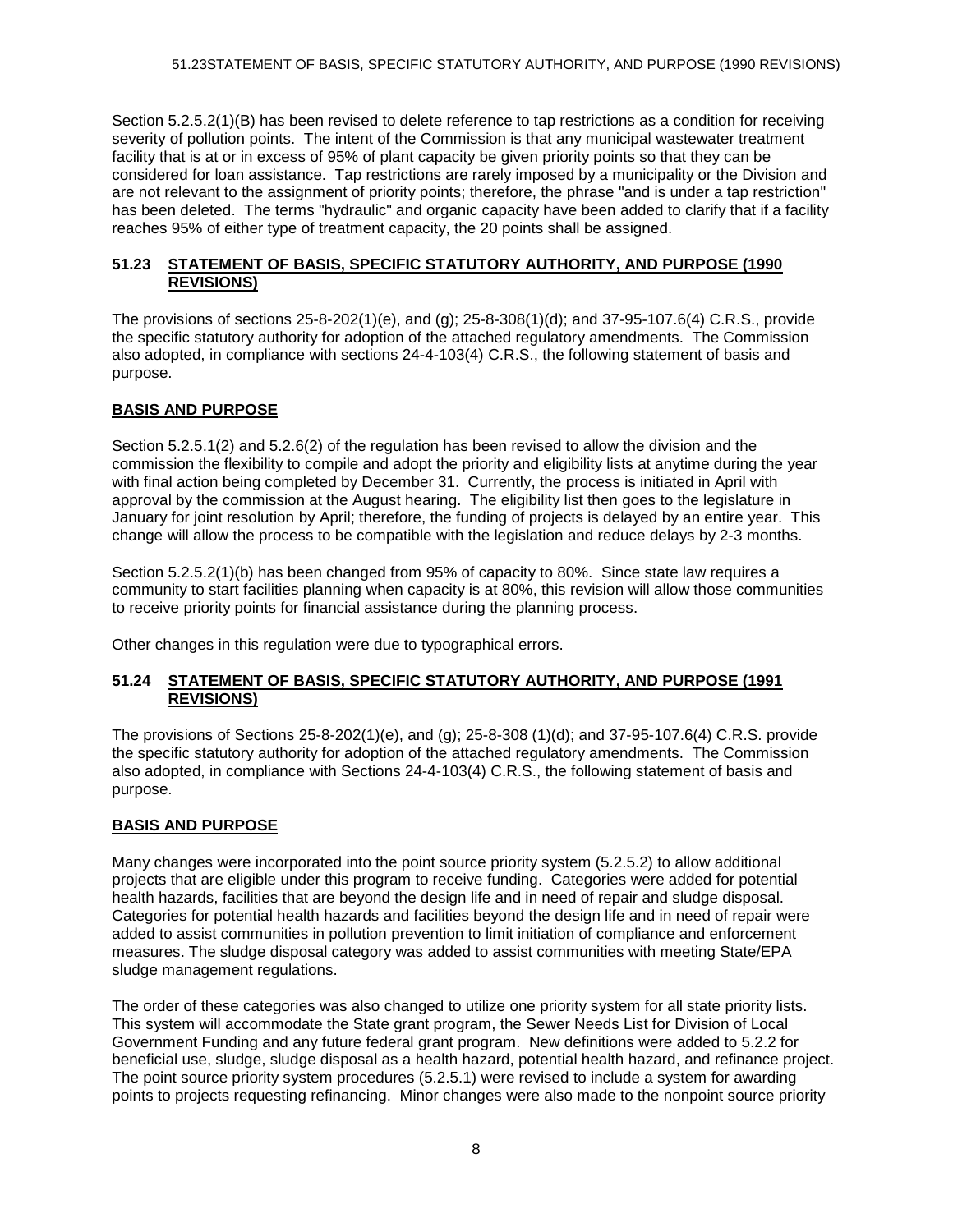Section 5.2.5.2(1)(B) has been revised to delete reference to tap restrictions as a condition for receiving severity of pollution points. The intent of the Commission is that any municipal wastewater treatment facility that is at or in excess of 95% of plant capacity be given priority points so that they can be considered for loan assistance. Tap restrictions are rarely imposed by a municipality or the Division and are not relevant to the assignment of priority points; therefore, the phrase "and is under a tap restriction" has been deleted. The terms "hydraulic" and organic capacity have been added to clarify that if a facility reaches 95% of either type of treatment capacity, the 20 points shall be assigned.

## 51.23 STATEMENT OF BASIS, SPECIFIC STATUTORY AUTHORITY, AND PURPOSE (1990 REVISIONS)

The provisions of sections 25-8-202(1)(e), and (g); 25-8-308(1)(d); and 37-95-107.6(4) C.R.S., provide the specific statutory authority for adoption of the attached regulatory amendments. The Commission also adopted, in compliance with sections 24-4-103(4) C.R.S., the following statement of basis and purpose.

### BASIS AND PURPOSE

Section 5.2.5.1(2) and 5.2.6(2) of the regulation has been revised to allow the division and the commission the flexibility to compile and adopt the priority and eligibility lists at anytime during the year with final action being completed by December 31. Currently, the process is initiated in April with approval by the commission at the August hearing. The eligibility list then goes to the legislature in January for joint resolution by April; therefore, the funding of projects is delayed by an entire year. This change will allow the process to be compatible with the legislation and reduce delays by 2-3 months.

Section 5.2.5.2(1)(b) has been changed from 95% of capacity to 80%. Since state law requires a community to start facilities planning when capacity is at 80%, this revision will allow those communities to receive priority points for financial assistance during the planning process.

Other changes in this regulation were due to typographical errors.

## 51.24 STATEMENT OF BASIS, SPECIFIC STATUTORY AUTHORITY, AND PURPOSE (1991 REVISIONS)

The provisions of Sections 25-8-202(1)(e), and (g); 25-8-308 (1)(d); and 37-95-107.6(4) C.R.S. provide the specific statutory authority for adoption of the attached regulatory amendments. The Commission also adopted, in compliance with Sections 24-4-103(4) C.R.S., the following statement of basis and purpose.

### BASIS AND PURPOSE

Many changes were incorporated into the point source priority system (5.2.5.2) to allow additional projects that are eligible under this program to receive funding. Categories were added for potential health hazards, facilities that are beyond the design life and in need of repair and sludge disposal. Categories for potential health hazards and facilities beyond the design life and in need of repair were added to assist communities in pollution prevention to limit initiation of compliance and enforcement measures. The sludge disposal category was added to assist communities with meeting State/EPA sludge management regulations.

The order of these categories was also changed to utilize one priority system for all state priority lists. This system will accommodate the State grant program, the Sewer Needs List for Division of Local Government Funding and any future federal grant program. New definitions were added to 5.2.2 for beneficial use, sludge, sludge disposal as a health hazard, potential health hazard, and refinance project. The point source priority system procedures (5.2.5.1) were revised to include a system for awarding points to projects requesting refinancing. Minor changes were also made to the nonpoint source priority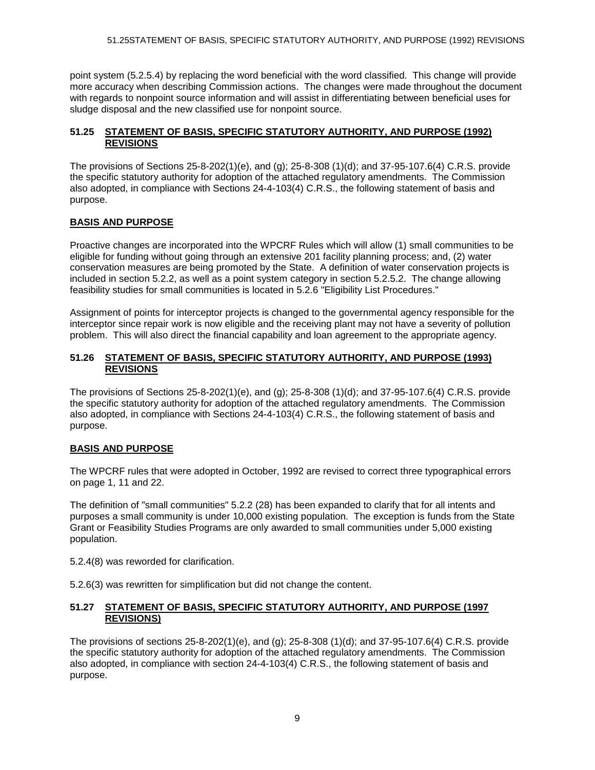point system (5.2.5.4) by replacing the word beneficial with the word classified. This change will provide more accuracy when describing Commission actions. The changes were made throughout the document with regards to nonpoint source information and will assist in differentiating between beneficial uses for sludge disposal and the new classified use for nonpoint source.

## 51.25 STATEMENT OF BASIS, SPECIFIC STATUTORY AUTHORITY, AND PURPOSE (1992) REVISIONS

The provisions of Sections 25-8-202(1)(e), and (g); 25-8-308 (1)(d); and 37-95-107.6(4) C.R.S. provide the specific statutory authority for adoption of the attached regulatory amendments. The Commission also adopted, in compliance with Sections 24-4-103(4) C.R.S., the following statement of basis and purpose.

### BASIS AND PURPOSE

Proactive changes are incorporated into the WPCRF Rules which will allow (1) small communities to be eligible for funding without going through an extensive 201 facility planning process; and, (2) water conservation measures are being promoted by the State. A definition of water conservation projects is included in section 5.2.2, as well as a point system category in section 5.2.5.2. The change allowing feasibility studies for small communities is located in 5.2.6 "Eligibility List Procedures."

Assignment of points for interceptor projects is changed to the governmental agency responsible for the interceptor since repair work is now eligible and the receiving plant may not have a severity of pollution problem. This will also direct the financial capability and loan agreement to the appropriate agency.

## 51.26 STATEMENT OF BASIS, SPECIFIC STATUTORY AUTHORITY, AND PURPOSE (1993) REVISIONS

The provisions of Sections 25-8-202(1)(e), and (g); 25-8-308 (1)(d); and 37-95-107.6(4) C.R.S. provide the specific statutory authority for adoption of the attached regulatory amendments. The Commission also adopted, in compliance with Sections 24-4-103(4) C.R.S., the following statement of basis and purpose.

### BASIS AND PURPOSE

The WPCRF rules that were adopted in October, 1992 are revised to correct three typographical errors on page 1, 11 and 22.

The definition of "small communities" 5.2.2 (28) has been expanded to clarify that for all intents and purposes a small community is under 10,000 existing population. The exception is funds from the State Grant or Feasibility Studies Programs are only awarded to small communities under 5,000 existing population.

5.2.4(8) was reworded for clarification.

5.2.6(3) was rewritten for simplification but did not change the content.

## 51.27 STATEMENT OF BASIS, SPECIFIC STATUTORY AUTHORITY, AND PURPOSE (1997 REVISIONS)

The provisions of sections 25-8-202(1)(e), and (g); 25-8-308 (1)(d); and 37-95-107.6(4) C.R.S. provide the specific statutory authority for adoption of the attached regulatory amendments. The Commission also adopted, in compliance with section 24-4-103(4) C.R.S., the following statement of basis and purpose.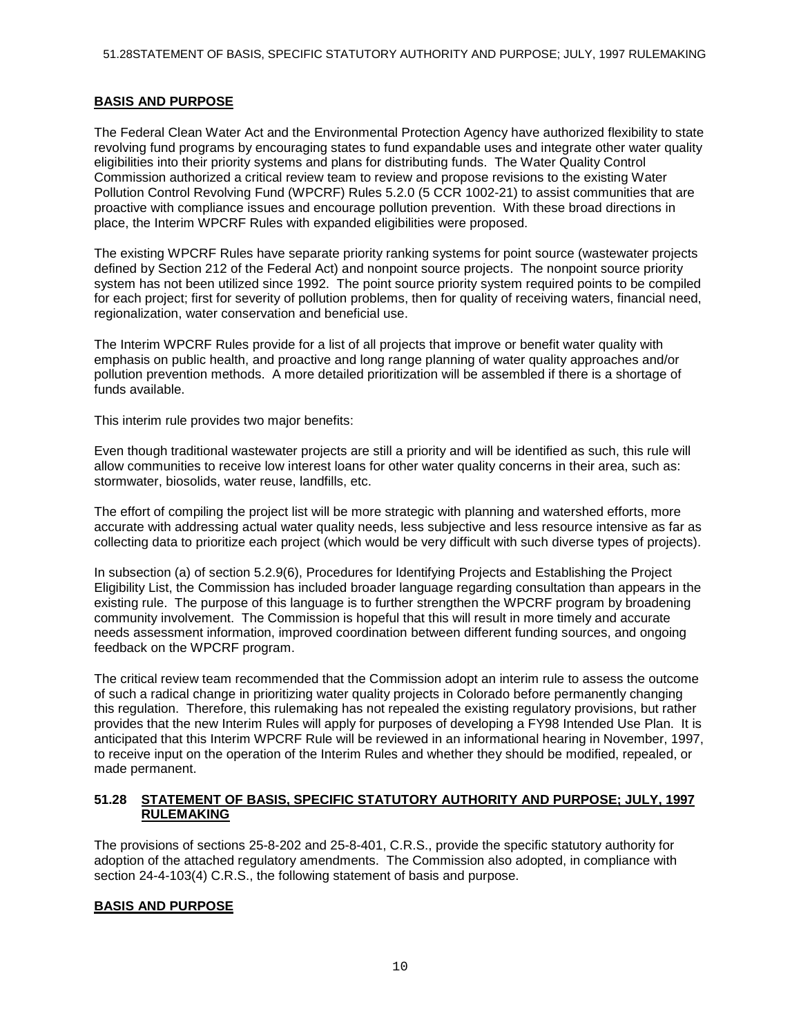## BASIS AND PURPOSE

The Federal Clean Water Act and the Environmental Protection Agency have authorized flexibility to state revolving fund programs by encouraging states to fund expandable uses and integrate other water quality eligibilities into their priority systems and plans for distributing funds. The Water Quality Control Commission authorized a critical review team to review and propose revisions to the existing Water Pollution Control Revolving Fund (WPCRF) Rules 5.2.0 (5 CCR 1002-21) to assist communities that are proactive with compliance issues and encourage pollution prevention. With these broad directions in place, the Interim WPCRF Rules with expanded eligibilities were proposed.

The existing WPCRF Rules have separate priority ranking systems for point source (wastewater projects defined by Section 212 of the Federal Act) and nonpoint source projects. The nonpoint source priority system has not been utilized since 1992. The point source priority system required points to be compiled for each project; first for severity of pollution problems, then for quality of receiving waters, financial need, regionalization, water conservation and beneficial use.

The Interim WPCRF Rules provide for a list of all projects that improve or benefit water quality with emphasis on public health, and proactive and long range planning of water quality approaches and/or pollution prevention methods. A more detailed prioritization will be assembled if there is a shortage of funds available.

This interim rule provides two major benefits:

Even though traditional wastewater projects are still a priority and will be identified as such, this rule will allow communities to receive low interest loans for other water quality concerns in their area, such as: stormwater, biosolids, water reuse, landfills, etc.

The effort of compiling the project list will be more strategic with planning and watershed efforts, more accurate with addressing actual water quality needs, less subjective and less resource intensive as far as collecting data to prioritize each project (which would be very difficult with such diverse types of projects).

In subsection (a) of section 5.2.9(6), Procedures for Identifying Projects and Establishing the Project Eligibility List, the Commission has included broader language regarding consultation than appears in the existing rule. The purpose of this language is to further strengthen the WPCRF program by broadening community involvement. The Commission is hopeful that this will result in more timely and accurate needs assessment information, improved coordination between different funding sources, and ongoing feedback on the WPCRF program.

The critical review team recommended that the Commission adopt an interim rule to assess the outcome of such a radical change in prioritizing water quality projects in Colorado before permanently changing this regulation. Therefore, this rulemaking has not repealed the existing regulatory provisions, but rather provides that the new Interim Rules will apply for purposes of developing a FY98 Intended Use Plan. It is anticipated that this Interim WPCRF Rule will be reviewed in an informational hearing in November, 1997, to receive input on the operation of the Interim Rules and whether they should be modified, repealed, or made permanent.

## 51.28 STATEMENT OF BASIS, SPECIFIC STATUTORY AUTHORITY AND PURPOSE; JULY, 1997 RULEMAKING

The provisions of sections 25-8-202 and 25-8-401, C.R.S., provide the specific statutory authority for adoption of the attached regulatory amendments. The Commission also adopted, in compliance with section 24-4-103(4) C.R.S., the following statement of basis and purpose.

## BASIS AND PURPOSE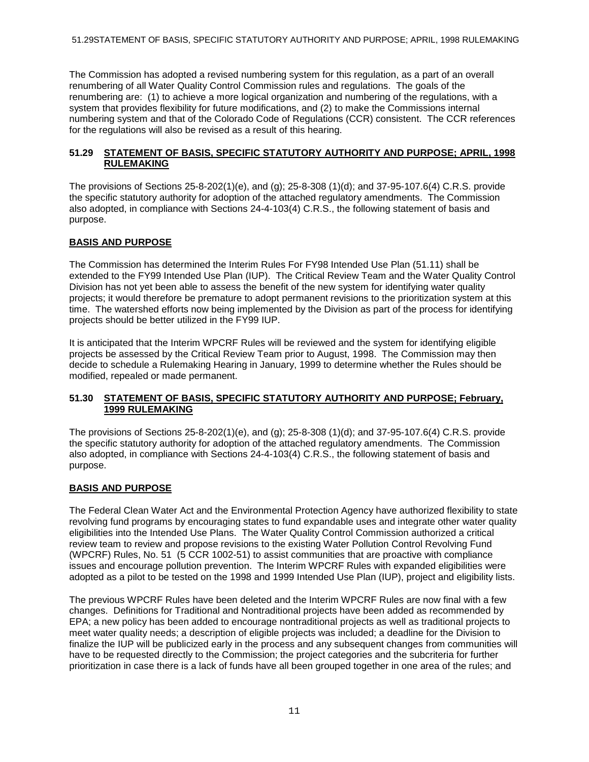The Commission has adopted a revised numbering system for this regulation, as a part of an overall renumbering of all Water Quality Control Commission rules and regulations. The goals of the renumbering are: (1) to achieve a more logical organization and numbering of the regulations, with a system that provides flexibility for future modifications, and (2) to make the Commissions internal numbering system and that of the Colorado Code of Regulations (CCR) consistent. The CCR references for the regulations will also be revised as a result of this hearing.

## 51.29 STATEMENT OF BASIS, SPECIFIC STATUTORY AUTHORITY AND PURPOSE; APRIL, 1998 RULEMAKING

The provisions of Sections 25-8-202(1)(e), and (g); 25-8-308 (1)(d); and 37-95-107.6(4) C.R.S. provide the specific statutory authority for adoption of the attached regulatory amendments. The Commission also adopted, in compliance with Sections 24-4-103(4) C.R.S., the following statement of basis and purpose.

### BASIS AND PURPOSE

The Commission has determined the Interim Rules For FY98 Intended Use Plan (51.11) shall be extended to the FY99 Intended Use Plan (IUP). The Critical Review Team and the Water Quality Control Division has not yet been able to assess the benefit of the new system for identifying water quality projects; it would therefore be premature to adopt permanent revisions to the prioritization system at this time. The watershed efforts now being implemented by the Division as part of the process for identifying projects should be better utilized in the FY99 IUP.

It is anticipated that the Interim WPCRF Rules will be reviewed and the system for identifying eligible projects be assessed by the Critical Review Team prior to August, 1998. The Commission may then decide to schedule a Rulemaking Hearing in January, 1999 to determine whether the Rules should be modified, repealed or made permanent.

## 51.30 STATEMENT OF BASIS, SPECIFIC STATUTORY AUTHORITY AND PURPOSE; February, 1999 RULEMAKING

The provisions of Sections 25-8-202(1)(e), and (g); 25-8-308 (1)(d); and 37-95-107.6(4) C.R.S. provide the specific statutory authority for adoption of the attached regulatory amendments. The Commission also adopted, in compliance with Sections 24-4-103(4) C.R.S., the following statement of basis and purpose.

### BASIS AND PURPOSE

The Federal Clean Water Act and the Environmental Protection Agency have authorized flexibility to state revolving fund programs by encouraging states to fund expandable uses and integrate other water quality eligibilities into the Intended Use Plans. The Water Quality Control Commission authorized a critical review team to review and propose revisions to the existing Water Pollution Control Revolving Fund (WPCRF) Rules, No. 51 (5 CCR 1002-51) to assist communities that are proactive with compliance issues and encourage pollution prevention. The Interim WPCRF Rules with expanded eligibilities were adopted as a pilot to be tested on the 1998 and 1999 Intended Use Plan (IUP), project and eligibility lists.

The previous WPCRF Rules have been deleted and the Interim WPCRF Rules are now final with a few changes. Definitions for Traditional and Nontraditional projects have been added as recommended by EPA; a new policy has been added to encourage nontraditional projects as well as traditional projects to meet water quality needs; a description of eligible projects was included; a deadline for the Division to finalize the IUP will be publicized early in the process and any subsequent changes from communities will have to be requested directly to the Commission; the project categories and the subcriteria for further prioritization in case there is a lack of funds have all been grouped together in one area of the rules; and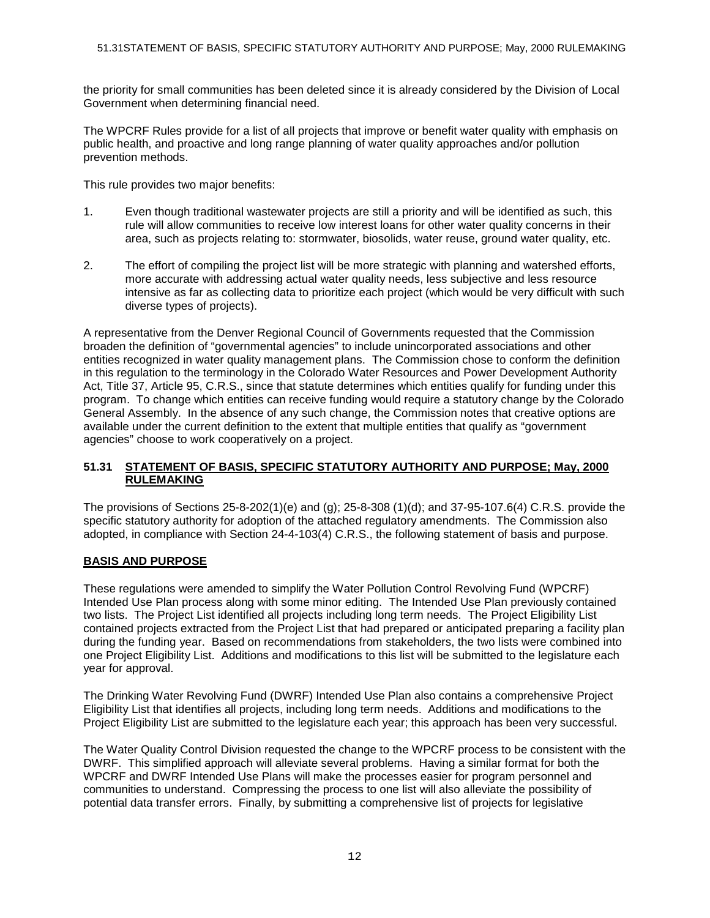the priority for small communities has been deleted since it is already considered by the Division of Local Government when determining financial need.

The WPCRF Rules provide for a list of all projects that improve or benefit water quality with emphasis on public health, and proactive and long range planning of water quality approaches and/or pollution prevention methods.

This rule provides two major benefits:

1. Even though traditional wastewater projects are still a priority and will be identified as such, this rule will allow communities to receive low interest loans for other water quality concerns in their area, such as projects relating to: stormwater, biosolids, water reuse, ground water quality, etc.

2. The effort of compiling the project list will be more strategic with planning and watershed efforts, more accurate with addressing actual water quality needs, less subjective and less resource intensive as far as collecting data to prioritize each project (which would be very difficult with such diverse types of projects).

A representative from the Denver Regional Council of Governments requested that the Commission broaden the definition of "governmental agencies" to include unincorporated associations and other entities recognized in water quality management plans. The Commission chose to conform the definition in this regulation to the terminology in the Colorado Water Resources and Power Development Authority Act, Title 37, Article 95, C.R.S., since that statute determines which entities qualify for funding under this program. To change which entities can receive funding would require a statutory change by the Colorado General Assembly. In the absence of any such change, the Commission notes that creative options are available under the current definition to the extent that multiple entities that qualify as "government agencies" choose to work cooperatively on a project.

## 51.31 STATEMENT OF BASIS, SPECIFIC STATUTORY AUTHORITY AND PURPOSE; May, 2000 RULEMAKING

The provisions of Sections 25-8-202(1)(e) and (g); 25-8-308 (1)(d); and 37-95-107.6(4) C.R.S. provide the specific statutory authority for adoption of the attached regulatory amendments. The Commission also adopted, in compliance with Section 24-4-103(4) C.R.S., the following statement of basis and purpose.

### BASIS AND PURPOSE

These regulations were amended to simplify the Water Pollution Control Revolving Fund (WPCRF) Intended Use Plan process along with some minor editing. The Intended Use Plan previously contained two lists. The Project List identified all projects including long term needs. The Project Eligibility List contained projects extracted from the Project List that had prepared or anticipated preparing a facility plan during the funding year. Based on recommendations from stakeholders, the two lists were combined into one Project Eligibility List. Additions and modifications to this list will be submitted to the legislature each year for approval.

The Drinking Water Revolving Fund (DWRF) Intended Use Plan also contains a comprehensive Project Eligibility List that identifies all projects, including long term needs. Additions and modifications to the Project Eligibility List are submitted to the legislature each year; this approach has been very successful.

The Water Quality Control Division requested the change to the WPCRF process to be consistent with the DWRF. This simplified approach will alleviate several problems. Having a similar format for both the WPCRF and DWRF Intended Use Plans will make the processes easier for program personnel and communities to understand. Compressing the process to one list will also alleviate the possibility of potential data transfer errors. Finally, by submitting a comprehensive list of projects for legislative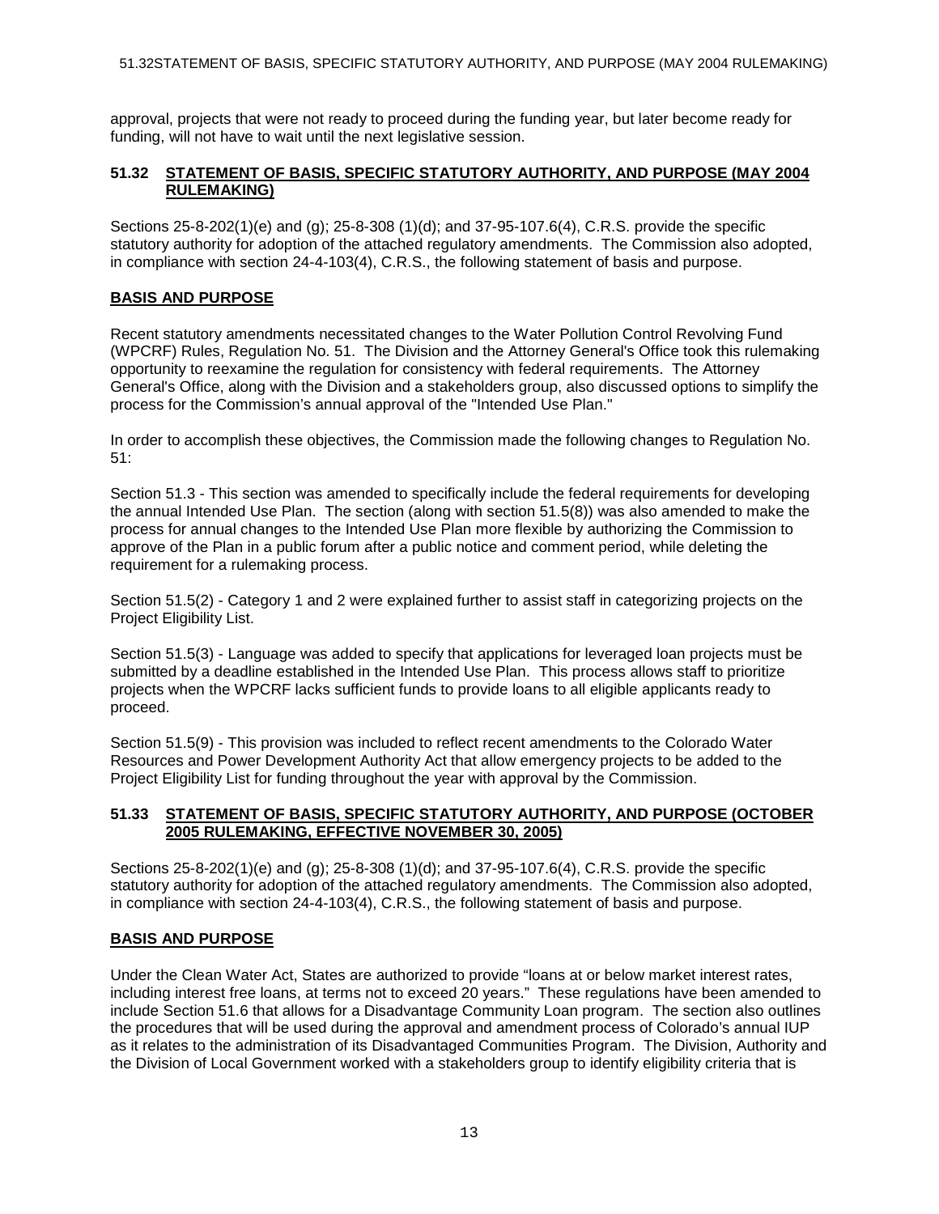approval, projects that were not ready to proceed during the funding year, but later become ready for funding, will not have to wait until the next legislative session.

## 51.32 STATEMENT OF BASIS, SPECIFIC STATUTORY AUTHORITY, AND PURPOSE (MAY 2004 RULEMAKING)

Sections 25-8-202(1)(e) and (g); 25-8-308 (1)(d); and 37-95-107.6(4), C.R.S. provide the specific statutory authority for adoption of the attached regulatory amendments. The Commission also adopted, in compliance with section 24-4-103(4), C.R.S., the following statement of basis and purpose.

### BASIS AND PURPOSE

Recent statutory amendments necessitated changes to the Water Pollution Control Revolving Fund (WPCRF) Rules, Regulation No. 51. The Division and the Attorney General's Office took this rulemaking opportunity to reexamine the regulation for consistency with federal requirements. The Attorney General's Office, along with the Division and a stakeholders group, also discussed options to simplify the process for the Commission's annual approval of the "Intended Use Plan."

In order to accomplish these objectives, the Commission made the following changes to Regulation No. 51:

Section 51.3 - This section was amended to specifically include the federal requirements for developing the annual Intended Use Plan. The section (along with section 51.5(8)) was also amended to make the process for annual changes to the Intended Use Plan more flexible by authorizing the Commission to approve of the Plan in a public forum after a public notice and comment period, while deleting the requirement for a rulemaking process.

Section 51.5(2) - Category 1 and 2 were explained further to assist staff in categorizing projects on the Project Eligibility List.

Section 51.5(3) - Language was added to specify that applications for leveraged loan projects must be submitted by a deadline established in the Intended Use Plan. This process allows staff to prioritize projects when the WPCRF lacks sufficient funds to provide loans to all eligible applicants ready to proceed.

Section 51.5(9) - This provision was included to reflect recent amendments to the Colorado Water Resources and Power Development Authority Act that allow emergency projects to be added to the Project Eligibility List for funding throughout the year with approval by the Commission.

## 51.33 STATEMENT OF BASIS, SPECIFIC STATUTORY AUTHORITY, AND PURPOSE (OCTOBER 2005 RULEMAKING, EFFECTIVE NOVEMBER 30, 2005)

Sections 25-8-202(1)(e) and (g); 25-8-308 (1)(d); and 37-95-107.6(4), C.R.S. provide the specific statutory authority for adoption of the attached regulatory amendments. The Commission also adopted, in compliance with section 24-4-103(4), C.R.S., the following statement of basis and purpose.

### BASIS AND PURPOSE

Under the Clean Water Act, States are authorized to provide "loans at or below market interest rates, including interest free loans, at terms not to exceed 20 years." These regulations have been amended to include Section 51.6 that allows for a Disadvantage Community Loan program. The section also outlines the procedures that will be used during the approval and amendment process of Colorado's annual IUP as it relates to the administration of its Disadvantaged Communities Program. The Division, Authority and the Division of Local Government worked with a stakeholders group to identify eligibility criteria that is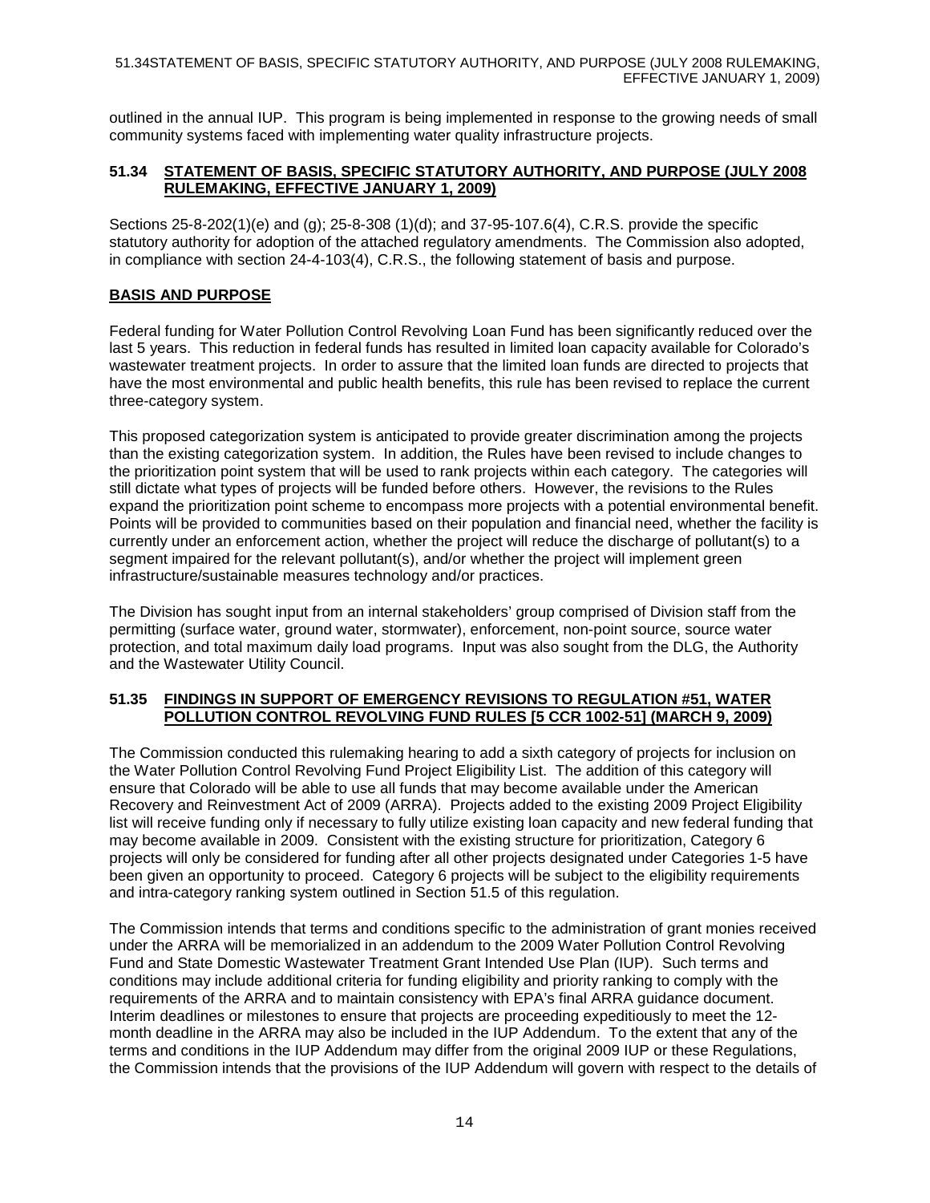outlined in the annual IUP. This program is being implemented in response to the growing needs of small community systems faced with implementing water quality infrastructure projects.

## 51.34 STATEMENT OF BASIS, SPECIFIC STATUTORY AUTHORITY, AND PURPOSE (JULY 2008 RULEMAKING, EFFECTIVE JANUARY 1, 2009)

Sections 25-8-202(1)(e) and (g); 25-8-308 (1)(d); and 37-95-107.6(4), C.R.S. provide the specific statutory authority for adoption of the attached regulatory amendments. The Commission also adopted, in compliance with section 24-4-103(4), C.R.S., the following statement of basis and purpose.

### BASIS AND PURPOSE

Federal funding for Water Pollution Control Revolving Loan Fund has been significantly reduced over the last 5 years. This reduction in federal funds has resulted in limited loan capacity available for Colorado's wastewater treatment projects. In order to assure that the limited loan funds are directed to projects that have the most environmental and public health benefits, this rule has been revised to replace the current three-category system.

This proposed categorization system is anticipated to provide greater discrimination among the projects than the existing categorization system. In addition, the Rules have been revised to include changes to the prioritization point system that will be used to rank projects within each category. The categories will still dictate what types of projects will be funded before others. However, the revisions to the Rules expand the prioritization point scheme to encompass more projects with a potential environmental benefit. Points will be provided to communities based on their population and financial need, whether the facility is currently under an enforcement action, whether the project will reduce the discharge of pollutant(s) to a segment impaired for the relevant pollutant(s), and/or whether the project will implement green infrastructure/sustainable measures technology and/or practices.

The Division has sought input from an internal stakeholders' group comprised of Division staff from the permitting (surface water, ground water, stormwater), enforcement, non-point source, source water protection, and total maximum daily load programs. Input was also sought from the DLG, the Authority and the Wastewater Utility Council.

## 51.35 FINDINGS IN SUPPORT OF EMERGENCY REVISIONS TO REGULATION #51, WATER POLLUTION CONTROL REVOLVING FUND RULES [5 CCR 1002-51] (MARCH 9, 2009)

The Commission conducted this rulemaking hearing to add a sixth category of projects for inclusion on the Water Pollution Control Revolving Fund Project Eligibility List. The addition of this category will ensure that Colorado will be able to use all funds that may become available under the American Recovery and Reinvestment Act of 2009 (ARRA). Projects added to the existing 2009 Project Eligibility list will receive funding only if necessary to fully utilize existing loan capacity and new federal funding that may become available in 2009. Consistent with the existing structure for prioritization, Category 6 projects will only be considered for funding after all other projects designated under Categories 1-5 have been given an opportunity to proceed. Category 6 projects will be subject to the eligibility requirements and intra-category ranking system outlined in Section 51.5 of this regulation.

The Commission intends that terms and conditions specific to the administration of grant monies received under the ARRA will be memorialized in an addendum to the 2009 Water Pollution Control Revolving Fund and State Domestic Wastewater Treatment Grant Intended Use Plan (IUP). Such terms and conditions may include additional criteria for funding eligibility and priority ranking to comply with the requirements of the ARRA and to maintain consistency with EPA's final ARRA guidance document. Interim deadlines or milestones to ensure that projects are proceeding expeditiously to meet the 12-month deadline in the ARRA may also be included in the IUP Addendum. To the extent that any of the terms and conditions in the IUP Addendum may differ from the original 2009 IUP or these Regulations, the Commission intends that the provisions of the IUP Addendum will govern with respect to the details of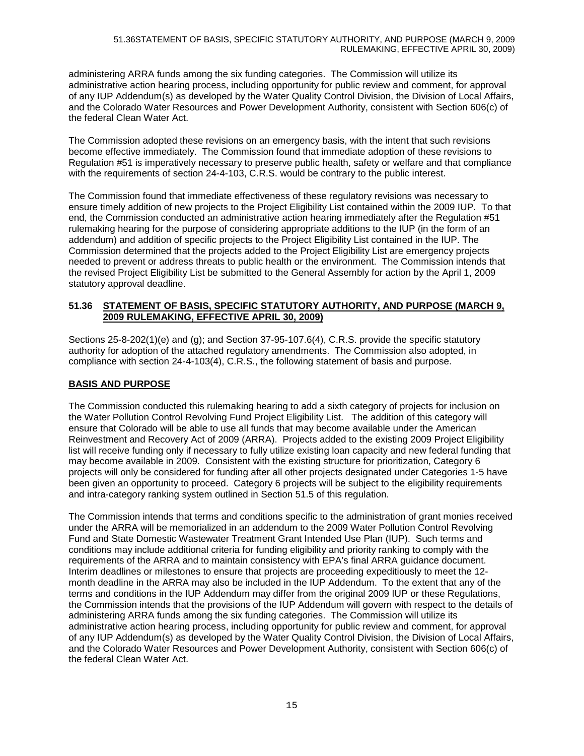administering ARRA funds among the six funding categories. The Commission will utilize its administrative action hearing process, including opportunity for public review and comment, for approval of any IUP Addendum(s) as developed by the Water Quality Control Division, the Division of Local Affairs, and the Colorado Water Resources and Power Development Authority, consistent with Section 606(c) of the federal Clean Water Act.

The Commission adopted these revisions on an emergency basis, with the intent that such revisions become effective immediately. The Commission found that immediate adoption of these revisions to Regulation #51 is imperatively necessary to preserve public health, safety or welfare and that compliance with the requirements of section 24-4-103, C.R.S. would be contrary to the public interest.

The Commission found that immediate effectiveness of these regulatory revisions was necessary to ensure timely addition of new projects to the Project Eligibility List contained within the 2009 IUP. To that end, the Commission conducted an administrative action hearing immediately after the Regulation #51 rulemaking hearing for the purpose of considering appropriate additions to the IUP (in the form of an addendum) and addition of specific projects to the Project Eligibility List contained in the IUP. The Commission determined that the projects added to the Project Eligibility List are emergency projects needed to prevent or address threats to public health or the environment. The Commission intends that the revised Project Eligibility List be submitted to the General Assembly for action by the April 1, 2009 statutory approval deadline.

## 51.36 STATEMENT OF BASIS, SPECIFIC STATUTORY AUTHORITY, AND PURPOSE (MARCH 9, 2009 RULEMAKING, EFFECTIVE APRIL 30, 2009)

Sections 25-8-202(1)(e) and (g); and Section 37-95-107.6(4), C.R.S. provide the specific statutory authority for adoption of the attached regulatory amendments. The Commission also adopted, in compliance with section 24-4-103(4), C.R.S., the following statement of basis and purpose.

### BASIS AND PURPOSE

The Commission conducted this rulemaking hearing to add a sixth category of projects for inclusion on the Water Pollution Control Revolving Fund Project Eligibility List. The addition of this category will ensure that Colorado will be able to use all funds that may become available under the American Reinvestment and Recovery Act of 2009 (ARRA). Projects added to the existing 2009 Project Eligibility list will receive funding only if necessary to fully utilize existing loan capacity and new federal funding that may become available in 2009. Consistent with the existing structure for prioritization, Category 6 projects will only be considered for funding after all other projects designated under Categories 1-5 have been given an opportunity to proceed. Category 6 projects will be subject to the eligibility requirements and intra-category ranking system outlined in Section 51.5 of this regulation.

The Commission intends that terms and conditions specific to the administration of grant monies received under the ARRA will be memorialized in an addendum to the 2009 Water Pollution Control Revolving Fund and State Domestic Wastewater Treatment Grant Intended Use Plan (IUP). Such terms and conditions may include additional criteria for funding eligibility and priority ranking to comply with the requirements of the ARRA and to maintain consistency with EPA's final ARRA guidance document. Interim deadlines or milestones to ensure that projects are proceeding expeditiously to meet the 12-month deadline in the ARRA may also be included in the IUP Addendum. To the extent that any of the terms and conditions in the IUP Addendum may differ from the original 2009 IUP or these Regulations, the Commission intends that the provisions of the IUP Addendum will govern with respect to the details of administering ARRA funds among the six funding categories. The Commission will utilize its administrative action hearing process, including opportunity for public review and comment, for approval of any IUP Addendum(s) as developed by the Water Quality Control Division, the Division of Local Affairs, and the Colorado Water Resources and Power Development Authority, consistent with Section 606(c) of the federal Clean Water Act.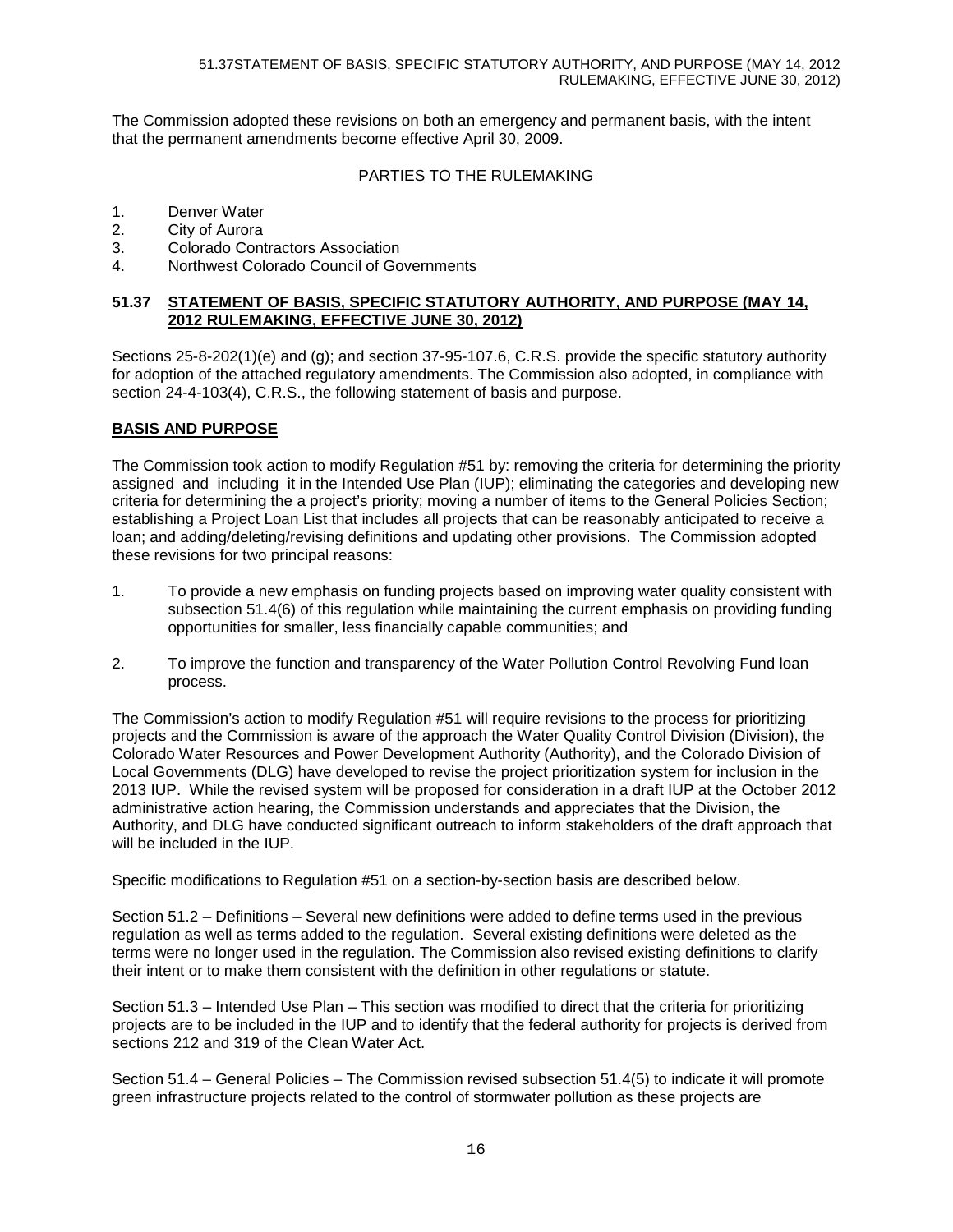The Commission adopted these revisions on both an emergency and permanent basis, with the intent that the permanent amendments become effective April 30, 2009.

PARTIES TO THE RULEMAKING

1. Denver Water
2. City of Aurora
3. Colorado Contractors Association
4. Northwest Colorado Council of Governments

## 51.37 STATEMENT OF BASIS, SPECIFIC STATUTORY AUTHORITY, AND PURPOSE (MAY 14, 2012 RULEMAKING, EFFECTIVE JUNE 30, 2012)

Sections 25-8-202(1)(e) and (g); and section 37-95-107.6, C.R.S. provide the specific statutory authority for adoption of the attached regulatory amendments. The Commission also adopted, in compliance with section 24-4-103(4), C.R.S., the following statement of basis and purpose.

### BASIS AND PURPOSE

The Commission took action to modify Regulation #51 by: removing the criteria for determining the priority assigned and including it in the Intended Use Plan (IUP); eliminating the categories and developing new criteria for determining the a project's priority; moving a number of items to the General Policies Section; establishing a Project Loan List that includes all projects that can be reasonably anticipated to receive a loan; and adding/deleting/revising definitions and updating other provisions. The Commission adopted these revisions for two principal reasons:

1. To provide a new emphasis on funding projects based on improving water quality consistent with subsection 51.4(6) of this regulation while maintaining the current emphasis on providing funding opportunities for smaller, less financially capable communities; and

2. To improve the function and transparency of the Water Pollution Control Revolving Fund loan process.

The Commission's action to modify Regulation #51 will require revisions to the process for prioritizing projects and the Commission is aware of the approach the Water Quality Control Division (Division), the Colorado Water Resources and Power Development Authority (Authority), and the Colorado Division of Local Governments (DLG) have developed to revise the project prioritization system for inclusion in the 2013 IUP. While the revised system will be proposed for consideration in a draft IUP at the October 2012 administrative action hearing, the Commission understands and appreciates that the Division, the Authority, and DLG have conducted significant outreach to inform stakeholders of the draft approach that will be included in the IUP.

Specific modifications to Regulation #51 on a section-by-section basis are described below.

Section 51.2 – Definitions – Several new definitions were added to define terms used in the previous regulation as well as terms added to the regulation. Several existing definitions were deleted as the terms were no longer used in the regulation. The Commission also revised existing definitions to clarify their intent or to make them consistent with the definition in other regulations or statute.

Section 51.3 – Intended Use Plan – This section was modified to direct that the criteria for prioritizing projects are to be included in the IUP and to identify that the federal authority for projects is derived from sections 212 and 319 of the Clean Water Act.

Section 51.4 – General Policies – The Commission revised subsection 51.4(5) to indicate it will promote green infrastructure projects related to the control of stormwater pollution as these projects are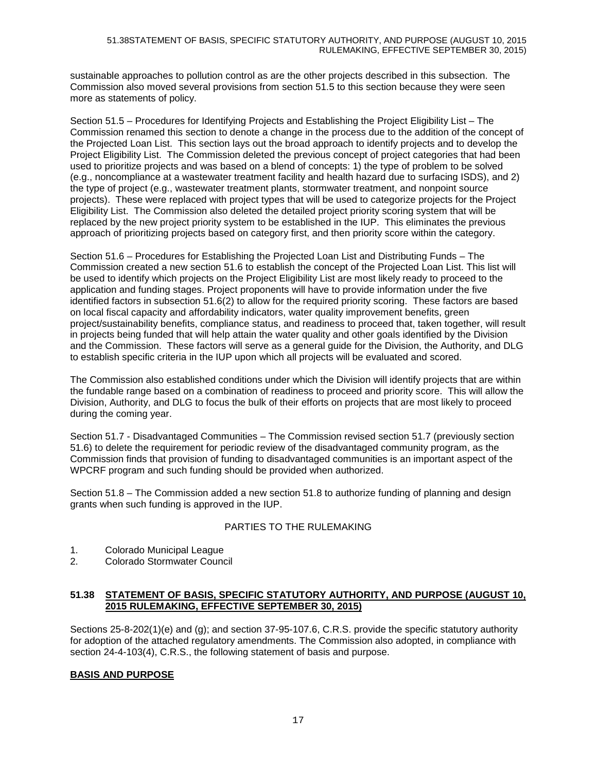sustainable approaches to pollution control as are the other projects described in this subsection. The Commission also moved several provisions from section 51.5 to this section because they were seen more as statements of policy.

Section 51.5 – Procedures for Identifying Projects and Establishing the Project Eligibility List – The Commission renamed this section to denote a change in the process due to the addition of the concept of the Projected Loan List. This section lays out the broad approach to identify projects and to develop the Project Eligibility List. The Commission deleted the previous concept of project categories that had been used to prioritize projects and was based on a blend of concepts: 1) the type of problem to be solved (e.g., noncompliance at a wastewater treatment facility and health hazard due to surfacing ISDS), and 2) the type of project (e.g., wastewater treatment plants, stormwater treatment, and nonpoint source projects). These were replaced with project types that will be used to categorize projects for the Project Eligibility List. The Commission also deleted the detailed project priority scoring system that will be replaced by the new project priority system to be established in the IUP. This eliminates the previous approach of prioritizing projects based on category first, and then priority score within the category.

Section 51.6 – Procedures for Establishing the Projected Loan List and Distributing Funds – The Commission created a new section 51.6 to establish the concept of the Projected Loan List. This list will be used to identify which projects on the Project Eligibility List are most likely ready to proceed to the application and funding stages. Project proponents will have to provide information under the five identified factors in subsection 51.6(2) to allow for the required priority scoring. These factors are based on local fiscal capacity and affordability indicators, water quality improvement benefits, green project/sustainability benefits, compliance status, and readiness to proceed that, taken together, will result in projects being funded that will help attain the water quality and other goals identified by the Division and the Commission. These factors will serve as a general guide for the Division, the Authority, and DLG to establish specific criteria in the IUP upon which all projects will be evaluated and scored.

The Commission also established conditions under which the Division will identify projects that are within the fundable range based on a combination of readiness to proceed and priority score. This will allow the Division, Authority, and DLG to focus the bulk of their efforts on projects that are most likely to proceed during the coming year.

Section 51.7 - Disadvantaged Communities – The Commission revised section 51.7 (previously section 51.6) to delete the requirement for periodic review of the disadvantaged community program, as the Commission finds that provision of funding to disadvantaged communities is an important aspect of the WPCRF program and such funding should be provided when authorized.

Section 51.8 – The Commission added a new section 51.8 to authorize funding of planning and design grants when such funding is approved in the IUP.

PARTIES TO THE RULEMAKING

1. Colorado Municipal League
2. Colorado Stormwater Council

## 51.38 STATEMENT OF BASIS, SPECIFIC STATUTORY AUTHORITY, AND PURPOSE (AUGUST 10, 2015 RULEMAKING, EFFECTIVE SEPTEMBER 30, 2015)

Sections 25-8-202(1)(e) and (g); and section 37-95-107.6, C.R.S. provide the specific statutory authority for adoption of the attached regulatory amendments. The Commission also adopted, in compliance with section 24-4-103(4), C.R.S., the following statement of basis and purpose.

**BASIS AND PURPOSE**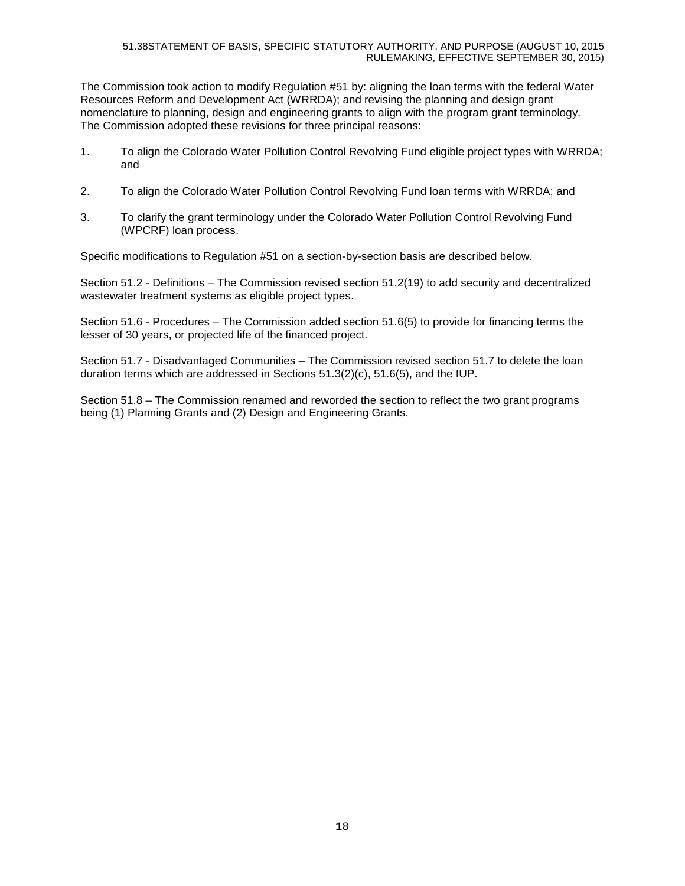## 51.38 STATEMENT OF BASIS, SPECIFIC STATUTORY AUTHORITY, AND PURPOSE (AUGUST 10, 2015 RULEMAKING, EFFECTIVE SEPTEMBER 30, 2015)

The Commission took action to modify Regulation #51 by: aligning the loan terms with the federal Water Resources Reform and Development Act (WRRDA); and revising the planning and design grant nomenclature to planning, design and engineering grants to align with the program grant terminology. The Commission adopted these revisions for three principal reasons:

1. To align the Colorado Water Pollution Control Revolving Fund eligible project types with WRRDA; and

2. To align the Colorado Water Pollution Control Revolving Fund loan terms with WRRDA; and

3. To clarify the grant terminology under the Colorado Water Pollution Control Revolving Fund (WPCRF) loan process.

Specific modifications to Regulation #51 on a section-by-section basis are described below.

Section 51.2 - Definitions – The Commission revised section 51.2(19) to add security and decentralized wastewater treatment systems as eligible project types.

Section 51.6 - Procedures – The Commission added section 51.6(5) to provide for financing terms the lesser of 30 years, or projected life of the financed project.

Section 51.7 - Disadvantaged Communities – The Commission revised section 51.7 to delete the loan duration terms which are addressed in Sections 51.3(2)(c), 51.6(5), and the IUP.

Section 51.8 – The Commission renamed and reworded the section to reflect the two grant programs being (1) Planning Grants and (2) Design and Engineering Grants.